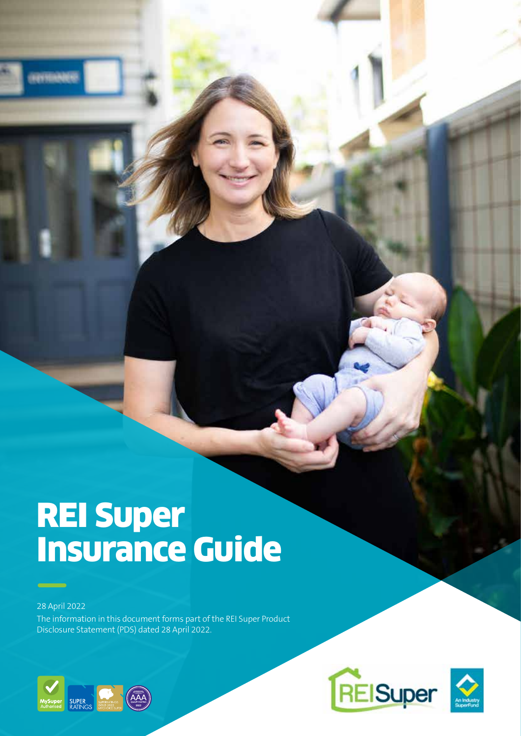# REI Super Insurance Guide

28 April 2022

The information in this document forms part of the REI Super Product Disclosure Statement (PDS) dated 28 April 2022.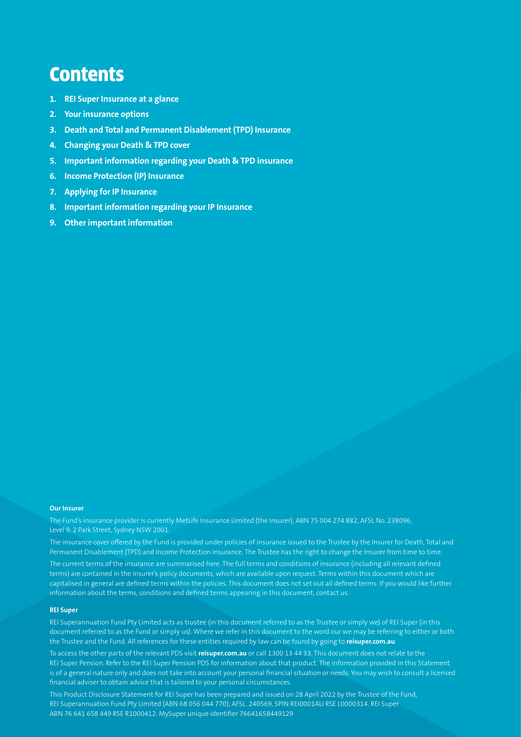# Contents

1. **REI Super Insurance at a glance**
2. **Your insurance options**
3. **Death and Total and Permanent Disablement (TPD) Insurance**
4. **Changing your Death & TPD cover**
5. **Important information regarding your Death & TPD insurance**
6. **Income Protection (IP) Insurance**
7. **Applying for IP Insurance**
8. **Important information regarding your IP Insurance**
9. **Other important information**

**Our Insurer**

The Fund's insurance provider is currently MetLife Insurance Limited (the Insurer), ABN 75 004 274 882, AFSL No. 238096, Level 9, 2 Park Street, Sydney NSW 2001.

The insurance cover offered by the Fund is provided under policies of insurance issued to the Trustee by the Insurer for Death, Total and Permanent Disablement (TPD) and Income Protection Insurance. The Trustee has the right to change the Insurer from time to time.

The current terms of the insurance are summarised here. The full terms and conditions of insurance (including all relevant defined terms) are contained in the Insurer's policy documents, which are available upon request. Terms within this document which are capitalised in general are defined terms within the policies. This document does not set out all defined terms. If you would like further information about the terms, conditions and defined terms appearing in this document, contact us.

**REI Super**

REI Superannuation Fund Pty Limited acts as trustee (in this document referred to as the Trustee or simply *we*) of REI Super (in this document referred to as the Fund or simply *us*). Where we refer in this document to the word our we may be referring to either or both the Trustee and the Fund. All references for these entities required by law can be found by going to **reisuper.com.au**.

To access the other parts of the relevant PDS visit **reisuper.com.au** or call 1300 13 44 33. This document does not relate to the REI Super Pension. Refer to the REI Super Pension PDS for information about that product. The information provided in this Statement is of a general nature only and does not take into account your personal financial situation or needs. You may wish to consult a licensed financial adviser to obtain advice that is tailored to your personal circumstances.

This Product Disclosure Statement for REI Super has been prepared and issued on 28 April 2022 by the Trustee of the Fund, REI Superannuation Fund Pty Limited (ABN 68 056 044 770), AFSL. 240569, SPIN REI0001AU RSE L0000314. REI Super ABN 76 641 658 449 RSE R1000412. MySuper unique identifier 76641658449129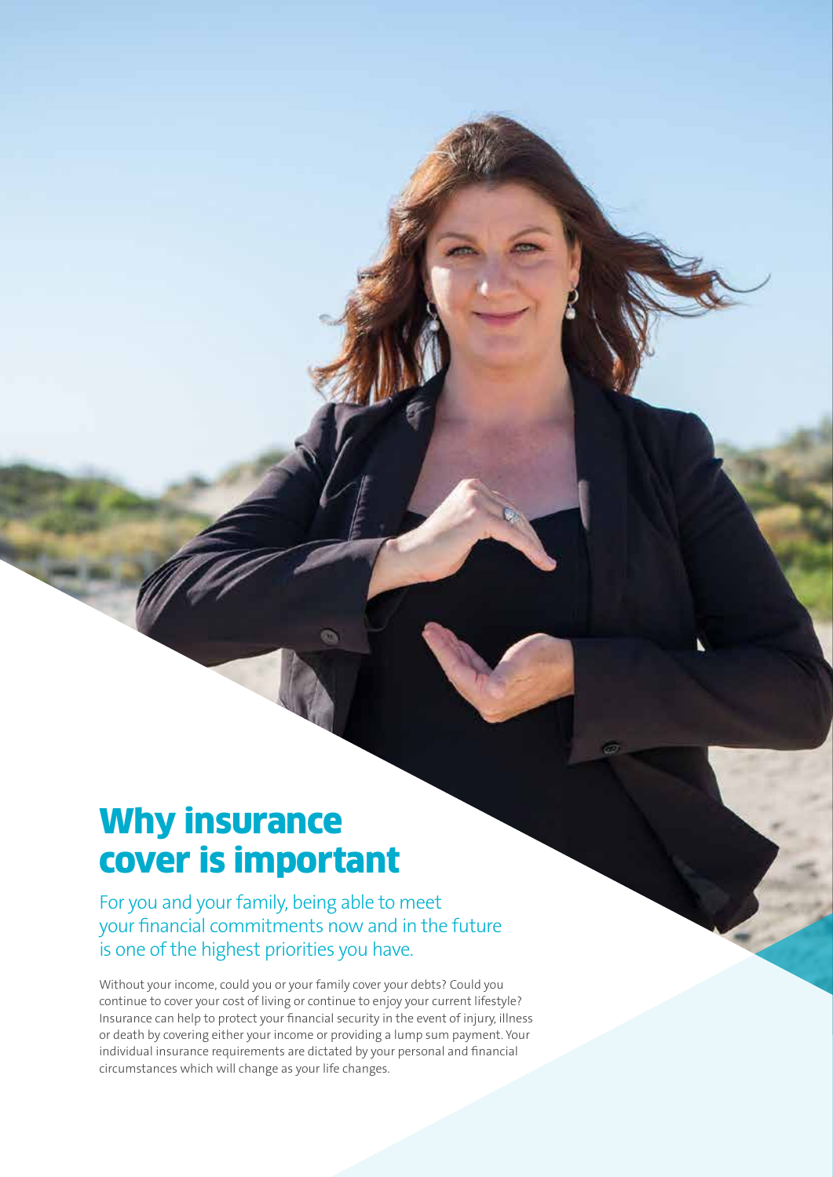# Why insurance cover is important

For you and your family, being able to meet your financial commitments now and in the future is one of the highest priorities you have.

Without your income, could you or your family cover your debts? Could you continue to cover your cost of living or continue to enjoy your current lifestyle? Insurance can help to protect your financial security in the event of injury, illness or death by covering either your income or providing a lump sum payment. Your individual insurance requirements are dictated by your personal and financial circumstances which will change as your life changes.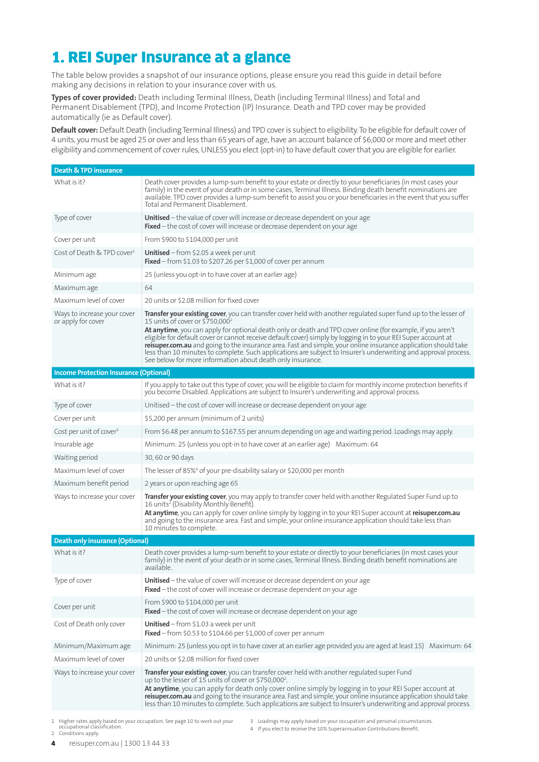# 1. REI Super Insurance at a glance

The table below provides a snapshot of our insurance options, please ensure you read this guide in detail before making any decisions in relation to your insurance cover with us.

**Types of cover provided:** Death including Terminal Illness, Death (including Terminal Illness) and Total and Permanent Disablement (TPD), and Income Protection (IP) Insurance. Death and TPD cover may be provided automatically (ie as Default cover).

**Default cover:** Default Death (including Terminal Illness) and TPD cover is subject to eligibility. To be eligible for default cover of 4 units, you must be aged 25 or over and less than 65 years of age, have an account balance of $6,000 or more and meet other eligibility and commencement of cover rules, UNLESS you elect (opt-in) to have default cover that you are eligible for earlier.

| **Death & TPD insurance** | |
|---|---|
| What is it? | Death cover provides a lump-sum benefit to your estate or directly to your beneficiaries (in most cases your family) in the event of your death or in some cases, Terminal Illness. Binding death benefit nominations are available. TPD cover provides a lump-sum benefit to assist you or your beneficiaries in the event that you suffer Total and Permanent Disablement. |
| Type of cover | **Unitised** – the value of cover will increase or decrease dependent on your age<br>**Fixed** – the cost of cover will increase or decrease dependent on your age |
| Cover per unit | From $900 to $104,000 per unit |
| Cost of Death & TPD cover[1] | **Unitised** – from $2.05 a week per unit<br>**Fixed** – from $1.03 to $207.26 per $1,000 of cover per annum |
| Minimum age | 25 (unless you opt-in to have cover at an earlier age) |
| Maximum age | 64 |
| Maximum level of cover | 20 units or $2.08 million for fixed cover |
| Ways to increase your cover or apply for cover | **Transfer your existing cover**, you can transfer cover held with another regulated super fund up to the lesser of 15 units of cover or $750,000[2]<br>**At anytime**, you can apply for optional death only or death and TPD cover online (for example, if you aren't eligible for default cover or cannot receive default cover) simply by logging in to your REI Super account at **reisuper.com.au** and going to the insurance area. Fast and simple, your online insurance application should take less than 10 minutes to complete. Such applications are subject to Insurer's underwriting and approval process. See below for more information about death only insurance. |
| **Income Protection Insurance (Optional)** | |
| What is it? | If you apply to take out this type of cover, you will be eligible to claim for monthly income protection benefits if you become Disabled. Applications are subject to Insurer's underwriting and approval process. |
| Type of cover | Unitised – the cost of cover will increase or decrease dependent on your age |
| Cover per unit | $5,200 per annum (minimum of 2 units) |
| Cost per unit of cover[3] | From $6.48 per annum to $167.55 per annum depending on age and waiting period. Loadings may apply. |
| Insurable age | Minimum: 25 (unless you opt-in to have cover at an earlier age) Maximum: 64 |
| Waiting period | 30, 60 or 90 days |
| Maximum level of cover | The lesser of 85%[4] of your pre-disability salary or $20,000 per month |
| Maximum benefit period | 2 years or upon reaching age 65 |
| Ways to increase your cover | **Transfer your existing cover**, you may apply to transfer cover held with another Regulated Super Fund up to 16 units[2] (Disability Monthly Benefit).<br>**At anytime**, you can apply for cover online simply by logging in to your REI Super account at **reisuper.com.au** and going to the insurance area. Fast and simple, your online insurance application should take less than 10 minutes to complete. |
| **Death only insurance (Optional)** | |
| What is it? | Death cover provides a lump-sum benefit to your estate or directly to your beneficiaries (in most cases your family) in the event of your death or in some cases, Terminal Illness. Binding death benefit nominations are available. |
| Type of cover | **Unitised** – the value of cover will increase or decrease dependent on your age<br>**Fixed** – the cost of cover will increase or decrease dependent on your age |
| Cover per unit | From $900 to $104,000 per unit<br>**Fixed** – the cost of cover will increase or decrease dependent on your age |
| Cost of Death only cover | **Unitised** – from $1.03 a week per unit<br>**Fixed** – from $0.53 to $104.66 per $1,000 of cover per annum |
| Minimum/Maximum age | Minimum: 25 (unless you opt in to have cover at an earlier age provided you are aged at least 15) Maximum: 64 |
| Maximum level of cover | 20 units or $2.08 million for fixed cover |
| Ways to increase your cover | **Transfer your existing cover**, you can transfer cover held with another regulated super Fund up to the lesser of 15 units of cover or $750,000[2].<br>**At anytime**, you can apply for death only cover online simply by logging in to your REI Super account at **reisuper.com.au** and going to the insurance area. Fast and simple, your online insurance application should take less than 10 minutes to complete. Such applications are subject to Insurer's underwriting and approval process. |

1 Higher rates apply based on your occupation. See page 10 to work out your occupational classification.
2 Conditions apply.
3 Loadings may apply based on your occupation and personal circumstances.
4 If you elect to receive the 10% Superannuation Contributions Benefit.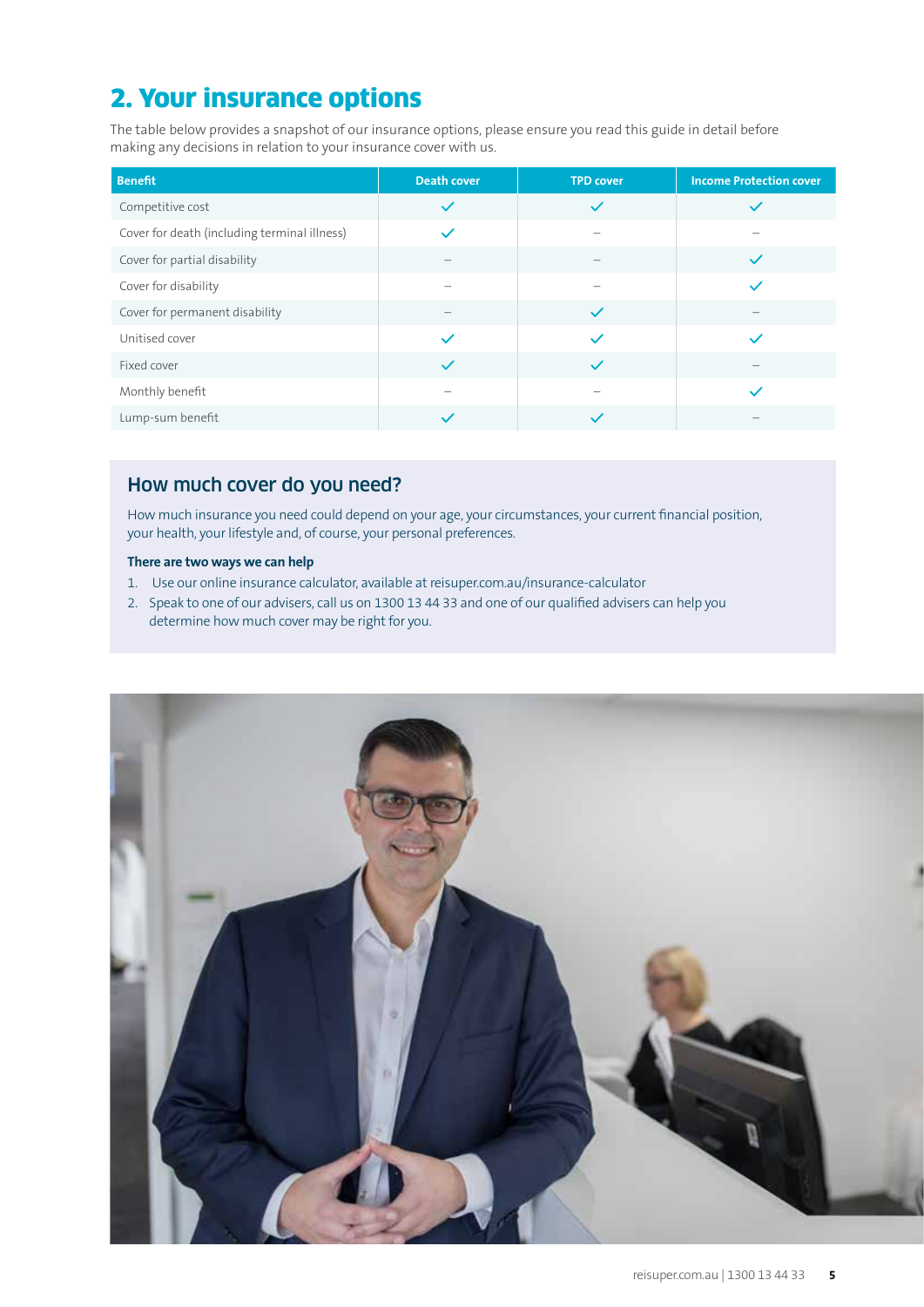## 2. Your insurance options

The table below provides a snapshot of our insurance options, please ensure you read this guide in detail before making any decisions in relation to your insurance cover with us.

| Benefit | Death cover | TPD cover | Income Protection cover |
| --- | --- | --- | --- |
| Competitive cost | ✓ | ✓ | ✓ |
| Cover for death (including terminal illness) | ✓ | – | – |
| Cover for partial disability | – | – | ✓ |
| Cover for disability | – | – | ✓ |
| Cover for permanent disability | – | ✓ | – |
| Unitised cover | ✓ | ✓ | ✓ |
| Fixed cover | ✓ | ✓ | – |
| Monthly benefit | – | – | ✓ |
| Lump-sum benefit | ✓ | ✓ | – |

### How much cover do you need?

How much insurance you need could depend on your age, your circumstances, your current financial position, your health, your lifestyle and, of course, your personal preferences.

**There are two ways we can help**

1. Use our online insurance calculator, available at reisuper.com.au/insurance-calculator
2. Speak to one of our advisers, call us on 1300 13 44 33 and one of our qualified advisers can help you determine how much cover may be right for you.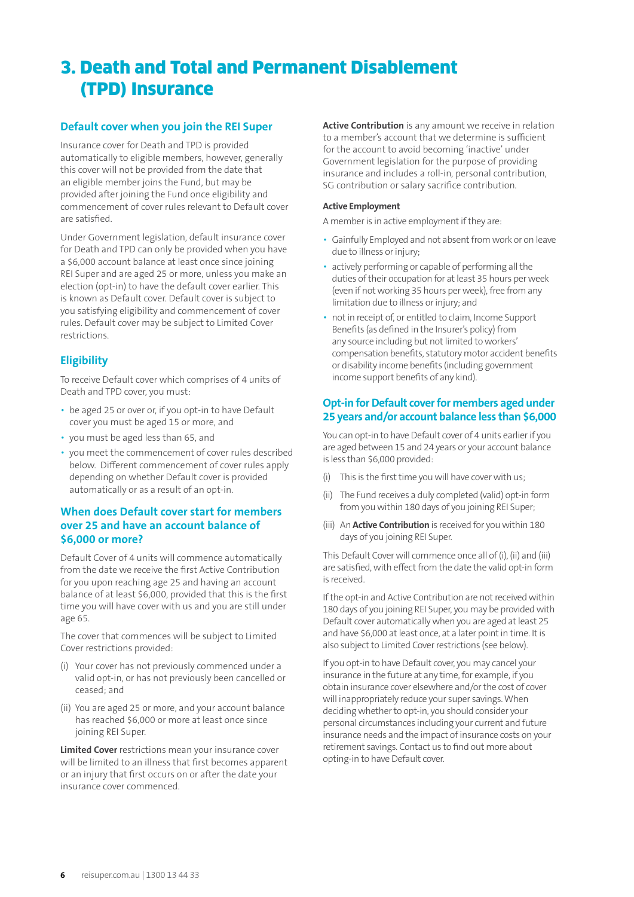# 3. Death and Total and Permanent Disablement (TPD) Insurance

## Default cover when you join the REI Super

Insurance cover for Death and TPD is provided automatically to eligible members, however, generally this cover will not be provided from the date that an eligible member joins the Fund, but may be provided after joining the Fund once eligibility and commencement of cover rules relevant to Default cover are satisfied.

Under Government legislation, default insurance cover for Death and TPD can only be provided when you have a $6,000 account balance at least once since joining REI Super and are aged 25 or more, unless you make an election (opt-in) to have the default cover earlier. This is known as Default cover. Default cover is subject to you satisfying eligibility and commencement of cover rules. Default cover may be subject to Limited Cover restrictions.

## Eligibility

To receive Default cover which comprises of 4 units of Death and TPD cover, you must:

- be aged 25 or over or, if you opt-in to have Default cover you must be aged 15 or more, and
- you must be aged less than 65, and
- you meet the commencement of cover rules described below. Different commencement of cover rules apply depending on whether Default cover is provided automatically or as a result of an opt-in.

## When does Default cover start for members over 25 and have an account balance of $6,000 or more?

Default Cover of 4 units will commence automatically from the date we receive the first Active Contribution for you upon reaching age 25 and having an account balance of at least $6,000, provided that this is the first time you will have cover with us and you are still under age 65.

The cover that commences will be subject to Limited Cover restrictions provided:

(i) Your cover has not previously commenced under a valid opt-in, or has not previously been cancelled or ceased; and

(ii) You are aged 25 or more, and your account balance has reached $6,000 or more at least once since joining REI Super.

**Limited Cover** restrictions mean your insurance cover will be limited to an illness that first becomes apparent or an injury that first occurs on or after the date your insurance cover commenced.

**Active Contribution** is any amount we receive in relation to a member's account that we determine is sufficient for the account to avoid becoming 'inactive' under Government legislation for the purpose of providing insurance and includes a roll-in, personal contribution, SG contribution or salary sacrifice contribution.

#### Active Employment

A member is in active employment if they are:

- Gainfully Employed and not absent from work or on leave due to illness or injury;
- actively performing or capable of performing all the duties of their occupation for at least 35 hours per week (even if not working 35 hours per week), free from any limitation due to illness or injury; and
- not in receipt of, or entitled to claim, Income Support Benefits (as defined in the Insurer's policy) from any source including but not limited to workers' compensation benefits, statutory motor accident benefits or disability income benefits (including government income support benefits of any kind).

## Opt-in for Default cover for members aged under 25 years and/or account balance less than $6,000

You can opt-in to have Default cover of 4 units earlier if you are aged between 15 and 24 years or your account balance is less than $6,000 provided:

(i) This is the first time you will have cover with us;

(ii) The Fund receives a duly completed (valid) opt-in form from you within 180 days of you joining REI Super;

(iii) An **Active Contribution** is received for you within 180 days of you joining REI Super.

This Default Cover will commence once all of (i), (ii) and (iii) are satisfied, with effect from the date the valid opt-in form is received.

If the opt-in and Active Contribution are not received within 180 days of you joining REI Super, you may be provided with Default cover automatically when you are aged at least 25 and have $6,000 at least once, at a later point in time. It is also subject to Limited Cover restrictions (see below).

If you opt-in to have Default cover, you may cancel your insurance in the future at any time, for example, if you obtain insurance cover elsewhere and/or the cost of cover will inappropriately reduce your super savings. When deciding whether to opt-in, you should consider your personal circumstances including your current and future insurance needs and the impact of insurance costs on your retirement savings. Contact us to find out more about opting-in to have Default cover.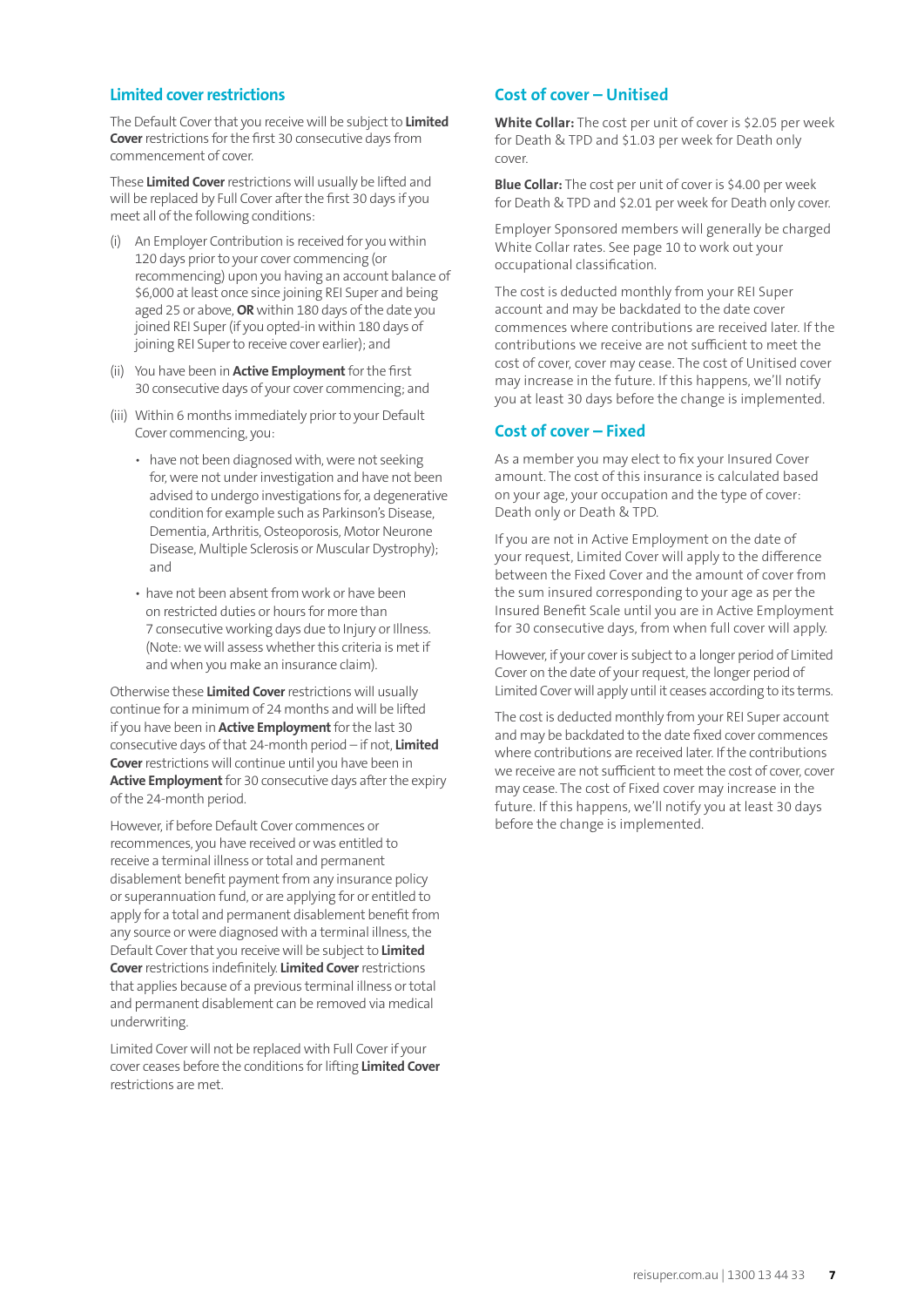## Limited cover restrictions

The Default Cover that you receive will be subject to **Limited Cover** restrictions for the first 30 consecutive days from commencement of cover.

These **Limited Cover** restrictions will usually be lifted and will be replaced by Full Cover after the first 30 days if you meet all of the following conditions:

(i) An Employer Contribution is received for you within 120 days prior to your cover commencing (or recommencing) upon you having an account balance of $6,000 at least once since joining REI Super and being aged 25 or above, **OR** within 180 days of the date you joined REI Super (if you opted-in within 180 days of joining REI Super to receive cover earlier); and

(ii) You have been in **Active Employment** for the first 30 consecutive days of your cover commencing; and

(iii) Within 6 months immediately prior to your Default Cover commencing, you:

- have not been diagnosed with, were not seeking for, were not under investigation and have not been advised to undergo investigations for, a degenerative condition for example such as Parkinson's Disease, Dementia, Arthritis, Osteoporosis, Motor Neurone Disease, Multiple Sclerosis or Muscular Dystrophy); and
- have not been absent from work or have been on restricted duties or hours for more than 7 consecutive working days due to Injury or Illness. (Note: we will assess whether this criteria is met if and when you make an insurance claim).

Otherwise these **Limited Cover** restrictions will usually continue for a minimum of 24 months and will be lifted if you have been in **Active Employment** for the last 30 consecutive days of that 24-month period – if not, **Limited Cover** restrictions will continue until you have been in **Active Employment** for 30 consecutive days after the expiry of the 24-month period.

However, if before Default Cover commences or recommences, you have received or was entitled to receive a terminal illness or total and permanent disablement benefit payment from any insurance policy or superannuation fund, or are applying for or entitled to apply for a total and permanent disablement benefit from any source or were diagnosed with a terminal illness, the Default Cover that you receive will be subject to **Limited Cover** restrictions indefinitely. **Limited Cover** restrictions that applies because of a previous terminal illness or total and permanent disablement can be removed via medical underwriting.

Limited Cover will not be replaced with Full Cover if your cover ceases before the conditions for lifting **Limited Cover** restrictions are met.

## Cost of cover – Unitised

**White Collar:** The cost per unit of cover is $2.05 per week for Death & TPD and $1.03 per week for Death only cover.

**Blue Collar:** The cost per unit of cover is $4.00 per week for Death & TPD and $2.01 per week for Death only cover.

Employer Sponsored members will generally be charged White Collar rates. See page 10 to work out your occupational classification.

The cost is deducted monthly from your REI Super account and may be backdated to the date cover commences where contributions are received later. If the contributions we receive are not sufficient to meet the cost of cover, cover may cease. The cost of Unitised cover may increase in the future. If this happens, we'll notify you at least 30 days before the change is implemented.

## Cost of cover – Fixed

As a member you may elect to fix your Insured Cover amount. The cost of this insurance is calculated based on your age, your occupation and the type of cover: Death only or Death & TPD.

If you are not in Active Employment on the date of your request, Limited Cover will apply to the difference between the Fixed Cover and the amount of cover from the sum insured corresponding to your age as per the Insured Benefit Scale until you are in Active Employment for 30 consecutive days, from when full cover will apply.

However, if your cover is subject to a longer period of Limited Cover on the date of your request, the longer period of Limited Cover will apply until it ceases according to its terms.

The cost is deducted monthly from your REI Super account and may be backdated to the date fixed cover commences where contributions are received later. If the contributions we receive are not sufficient to meet the cost of cover, cover may cease. The cost of Fixed cover may increase in the future. If this happens, we'll notify you at least 30 days before the change is implemented.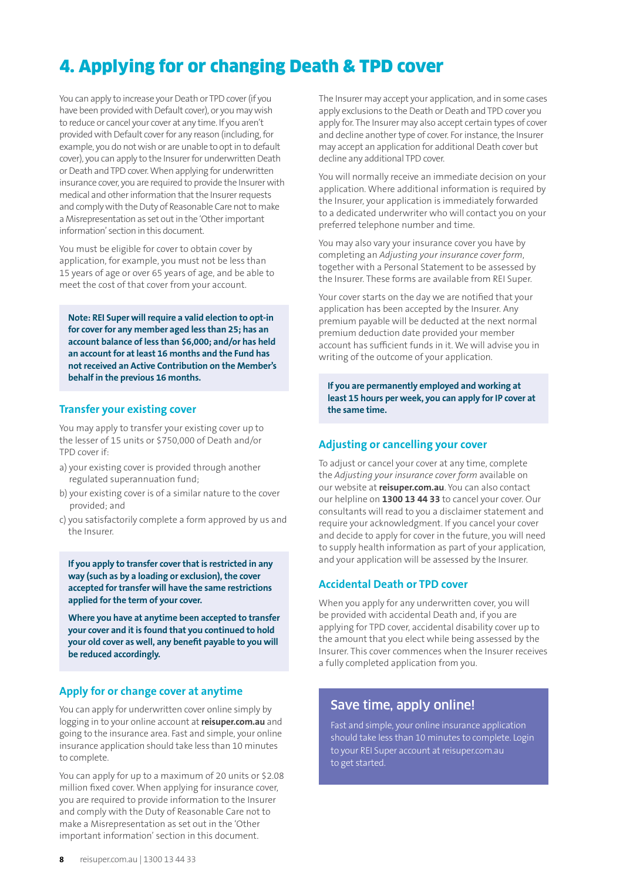# 4. Applying for or changing Death & TPD cover

You can apply to increase your Death or TPD cover (if you have been provided with Default cover), or you may wish to reduce or cancel your cover at any time. If you aren't provided with Default cover for any reason (including, for example, you do not wish or are unable to opt in to default cover), you can apply to the Insurer for underwritten Death or Death and TPD cover. When applying for underwritten insurance cover, you are required to provide the Insurer with medical and other information that the Insurer requests and comply with the Duty of Reasonable Care not to make a Misrepresentation as set out in the 'Other important information' section in this document.

You must be eligible for cover to obtain cover by application, for example, you must not be less than 15 years of age or over 65 years of age, and be able to meet the cost of that cover from your account.

**Note: REI Super will require a valid election to opt-in for cover for any member aged less than 25; has an account balance of less than $6,000; and/or has held an account for at least 16 months and the Fund has not received an Active Contribution on the Member's behalf in the previous 16 months.**

## Transfer your existing cover

You may apply to transfer your existing cover up to the lesser of 15 units or $750,000 of Death and/or TPD cover if:

a) your existing cover is provided through another regulated superannuation fund;

b) your existing cover is of a similar nature to the cover provided; and

c) you satisfactorily complete a form approved by us and the Insurer.

**If you apply to transfer cover that is restricted in any way (such as by a loading or exclusion), the cover accepted for transfer will have the same restrictions applied for the term of your cover.**

**Where you have at anytime been accepted to transfer your cover and it is found that you continued to hold your old cover as well, any benefit payable to you will be reduced accordingly.**

## Apply for or change cover at anytime

You can apply for underwritten cover online simply by logging in to your online account at **reisuper.com.au** and going to the insurance area. Fast and simple, your online insurance application should take less than 10 minutes to complete.

You can apply for up to a maximum of 20 units or $2.08 million fixed cover. When applying for insurance cover, you are required to provide information to the Insurer and comply with the Duty of Reasonable Care not to make a Misrepresentation as set out in the 'Other important information' section in this document.

The Insurer may accept your application, and in some cases apply exclusions to the Death or Death and TPD cover you apply for. The Insurer may also accept certain types of cover and decline another type of cover. For instance, the Insurer may accept an application for additional Death cover but decline any additional TPD cover.

You will normally receive an immediate decision on your application. Where additional information is required by the Insurer, your application is immediately forwarded to a dedicated underwriter who will contact you on your preferred telephone number and time.

You may also vary your insurance cover you have by completing an *Adjusting your insurance cover form*, together with a Personal Statement to be assessed by the Insurer. These forms are available from REI Super.

Your cover starts on the day we are notified that your application has been accepted by the Insurer. Any premium payable will be deducted at the next normal premium deduction date provided your member account has sufficient funds in it. We will advise you in writing of the outcome of your application.

**If you are permanently employed and working at least 15 hours per week, you can apply for IP cover at the same time.**

## Adjusting or cancelling your cover

To adjust or cancel your cover at any time, complete the *Adjusting your insurance cover form* available on our website at **reisuper.com.au**. You can also contact our helpline on **1300 13 44 33** to cancel your cover. Our consultants will read to you a disclaimer statement and require your acknowledgment. If you cancel your cover and decide to apply for cover in the future, you will need to supply health information as part of your application, and your application will be assessed by the Insurer.

## Accidental Death or TPD cover

When you apply for any underwritten cover, you will be provided with accidental Death and, if you are applying for TPD cover, accidental disability cover up to the amount that you elect while being assessed by the Insurer. This cover commences when the Insurer receives a fully completed application from you.

## Save time, apply online!

Fast and simple, your online insurance application should take less than 10 minutes to complete. Login to your REI Super account at reisuper.com.au to get started.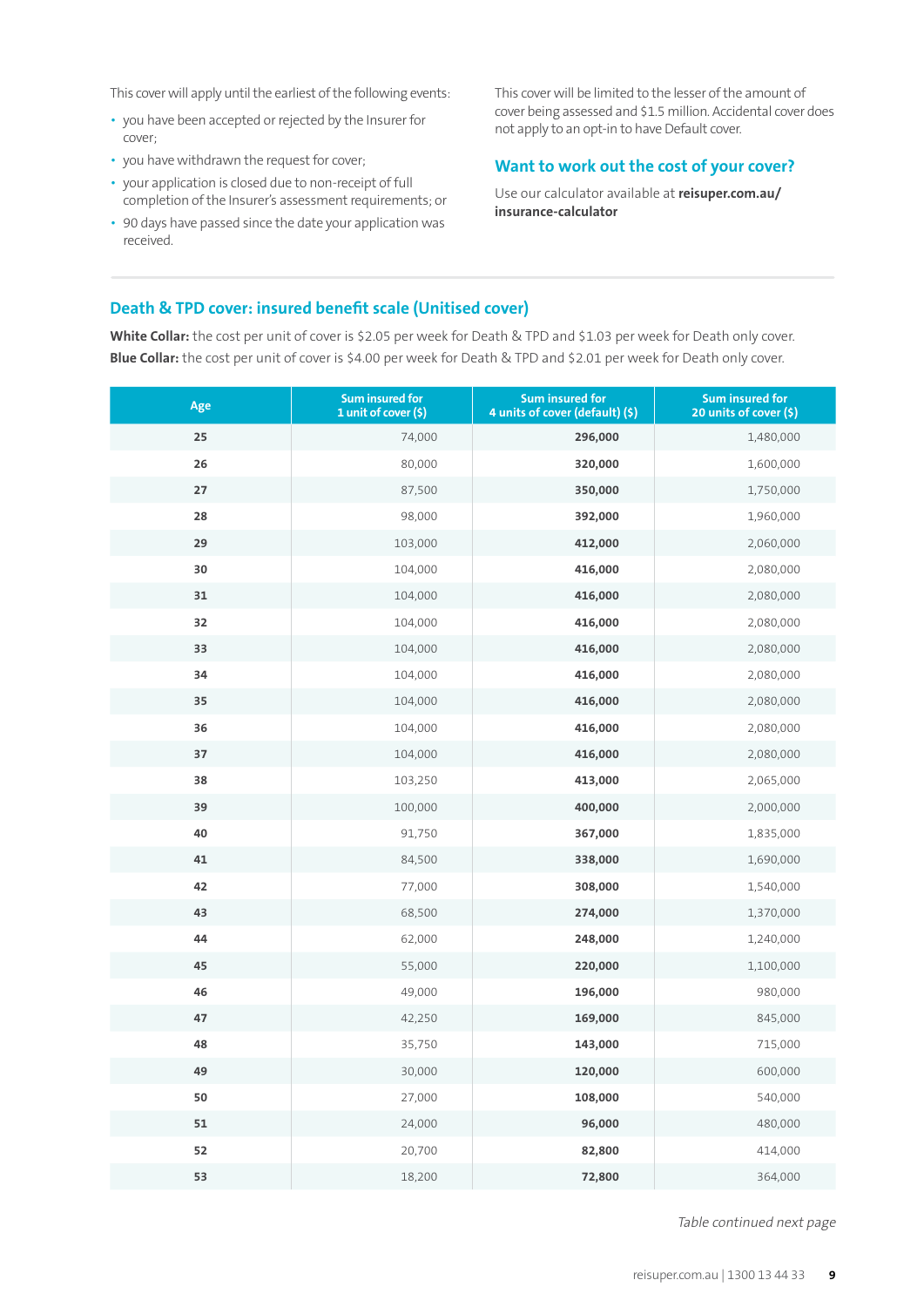This cover will apply until the earliest of the following events:

- you have been accepted or rejected by the Insurer for cover;
- you have withdrawn the request for cover;
- your application is closed due to non-receipt of full completion of the Insurer's assessment requirements; or
- 90 days have passed since the date your application was received.

This cover will be limited to the lesser of the amount of cover being assessed and $1.5 million. Accidental cover does not apply to an opt-in to have Default cover.

## Want to work out the cost of your cover?

Use our calculator available at **reisuper.com.au/insurance-calculator**

## Death & TPD cover: insured benefit scale (Unitised cover)

**White Collar:** the cost per unit of cover is $2.05 per week for Death & TPD and $1.03 per week for Death only cover.
**Blue Collar:** the cost per unit of cover is $4.00 per week for Death & TPD and $2.01 per week for Death only cover.

| Age | Sum insured for 1 unit of cover ($) | Sum insured for 4 units of cover (default) ($) | Sum insured for 20 units of cover ($) |
|---|---|---|---|
| **25** | 74,000 | **296,000** | 1,480,000 |
| **26** | 80,000 | **320,000** | 1,600,000 |
| **27** | 87,500 | **350,000** | 1,750,000 |
| **28** | 98,000 | **392,000** | 1,960,000 |
| **29** | 103,000 | **412,000** | 2,060,000 |
| **30** | 104,000 | **416,000** | 2,080,000 |
| **31** | 104,000 | **416,000** | 2,080,000 |
| **32** | 104,000 | **416,000** | 2,080,000 |
| **33** | 104,000 | **416,000** | 2,080,000 |
| **34** | 104,000 | **416,000** | 2,080,000 |
| **35** | 104,000 | **416,000** | 2,080,000 |
| **36** | 104,000 | **416,000** | 2,080,000 |
| **37** | 104,000 | **416,000** | 2,080,000 |
| **38** | 103,250 | **413,000** | 2,065,000 |
| **39** | 100,000 | **400,000** | 2,000,000 |
| **40** | 91,750 | **367,000** | 1,835,000 |
| **41** | 84,500 | **338,000** | 1,690,000 |
| **42** | 77,000 | **308,000** | 1,540,000 |
| **43** | 68,500 | **274,000** | 1,370,000 |
| **44** | 62,000 | **248,000** | 1,240,000 |
| **45** | 55,000 | **220,000** | 1,100,000 |
| **46** | 49,000 | **196,000** | 980,000 |
| **47** | 42,250 | **169,000** | 845,000 |
| **48** | 35,750 | **143,000** | 715,000 |
| **49** | 30,000 | **120,000** | 600,000 |
| **50** | 27,000 | **108,000** | 540,000 |
| **51** | 24,000 | **96,000** | 480,000 |
| **52** | 20,700 | **82,800** | 414,000 |
| **53** | 18,200 | **72,800** | 364,000 |

*Table continued next page*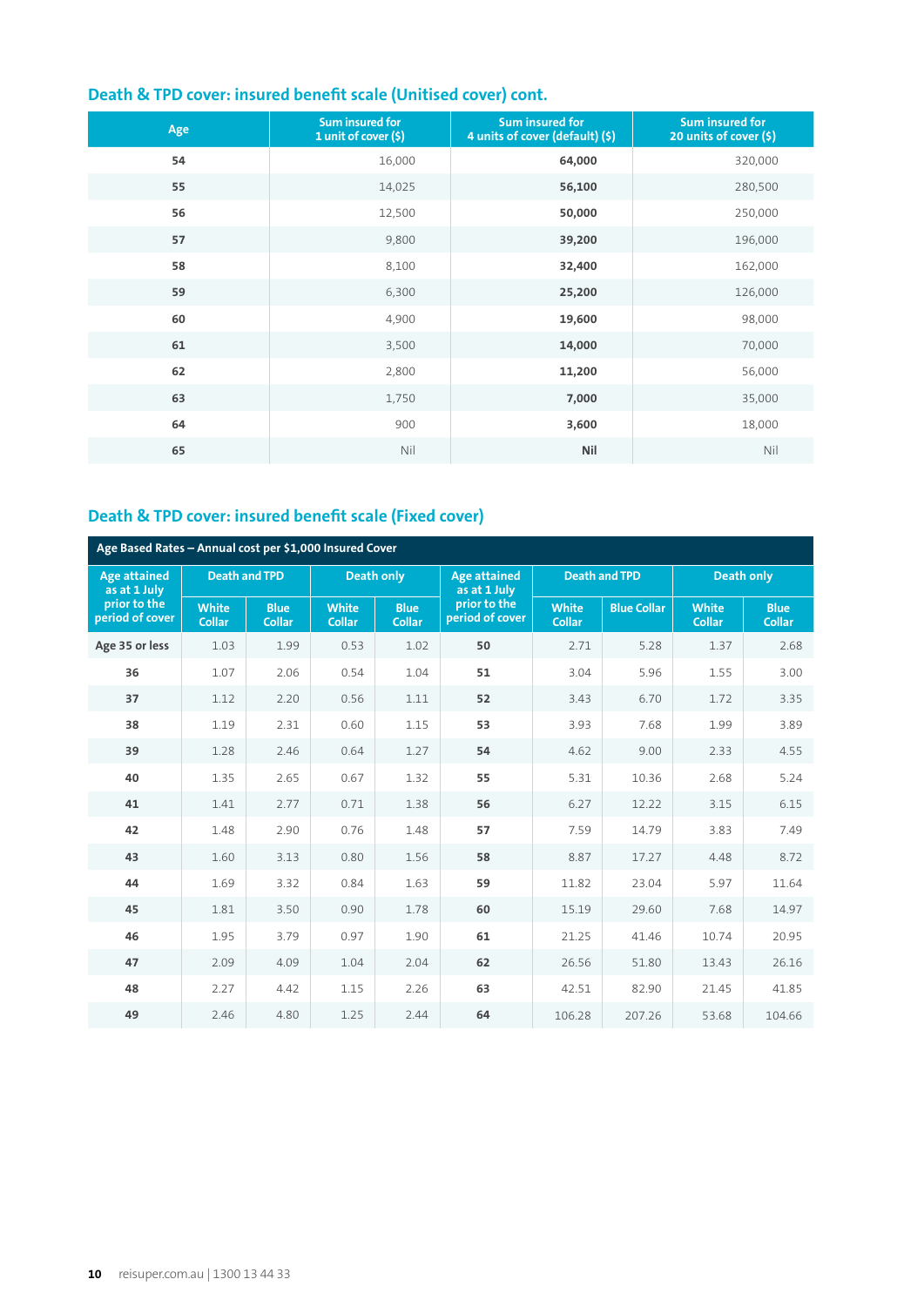## Death & TPD cover: insured benefit scale (Unitised cover) cont.

| Age | Sum insured for 1 unit of cover ($) | Sum insured for 4 units of cover (default) ($) | Sum insured for 20 units of cover ($) |
|---|---|---|---|
| **54** | 16,000 | **64,000** | 320,000 |
| **55** | 14,025 | **56,100** | 280,500 |
| **56** | 12,500 | **50,000** | 250,000 |
| **57** | 9,800 | **39,200** | 196,000 |
| **58** | 8,100 | **32,400** | 162,000 |
| **59** | 6,300 | **25,200** | 126,000 |
| **60** | 4,900 | **19,600** | 98,000 |
| **61** | 3,500 | **14,000** | 70,000 |
| **62** | 2,800 | **11,200** | 56,000 |
| **63** | 1,750 | **7,000** | 35,000 |
| **64** | 900 | **3,600** | 18,000 |
| **65** | Nil | **Nil** | Nil |

## Death & TPD cover: insured benefit scale (Fixed cover)

**Age Based Rates – Annual cost per $1,000 Insured Cover**

| Age attained as at 1 July prior to the period of cover | Death and TPD | | Death only | | Age attained as at 1 July prior to the period of cover | Death and TPD | | Death only | |
|---|---|---|---|---|---|---|---|---|---|
| | White Collar | Blue Collar | White Collar | Blue Collar | | White Collar | Blue Collar | White Collar | Blue Collar |
| Age 35 or less | 1.03 | 1.99 | 0.53 | 1.02 | **50** | 2.71 | 5.28 | 1.37 | 2.68 |
| **36** | 1.07 | 2.06 | 0.54 | 1.04 | **51** | 3.04 | 5.96 | 1.55 | 3.00 |
| **37** | 1.12 | 2.20 | 0.56 | 1.11 | **52** | 3.43 | 6.70 | 1.72 | 3.35 |
| **38** | 1.19 | 2.31 | 0.60 | 1.15 | **53** | 3.93 | 7.68 | 1.99 | 3.89 |
| **39** | 1.28 | 2.46 | 0.64 | 1.27 | **54** | 4.62 | 9.00 | 2.33 | 4.55 |
| **40** | 1.35 | 2.65 | 0.67 | 1.32 | **55** | 5.31 | 10.36 | 2.68 | 5.24 |
| **41** | 1.41 | 2.77 | 0.71 | 1.38 | **56** | 6.27 | 12.22 | 3.15 | 6.15 |
| **42** | 1.48 | 2.90 | 0.76 | 1.48 | **57** | 7.59 | 14.79 | 3.83 | 7.49 |
| **43** | 1.60 | 3.13 | 0.80 | 1.56 | **58** | 8.87 | 17.27 | 4.48 | 8.72 |
| **44** | 1.69 | 3.32 | 0.84 | 1.63 | **59** | 11.82 | 23.04 | 5.97 | 11.64 |
| **45** | 1.81 | 3.50 | 0.90 | 1.78 | **60** | 15.19 | 29.60 | 7.68 | 14.97 |
| **46** | 1.95 | 3.79 | 0.97 | 1.90 | **61** | 21.25 | 41.46 | 10.74 | 20.95 |
| **47** | 2.09 | 4.09 | 1.04 | 2.04 | **62** | 26.56 | 51.80 | 13.43 | 26.16 |
| **48** | 2.27 | 4.42 | 1.15 | 2.26 | **63** | 42.51 | 82.90 | 21.45 | 41.85 |
| **49** | 2.46 | 4.80 | 1.25 | 2.44 | **64** | 106.28 | 207.26 | 53.68 | 104.66 |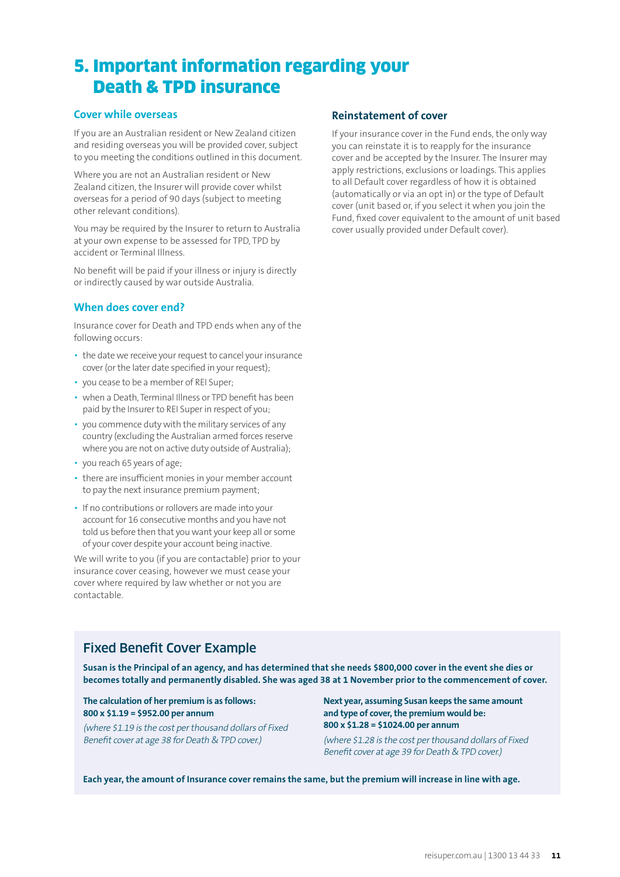# 5. Important information regarding your Death & TPD insurance

## Cover while overseas

If you are an Australian resident or New Zealand citizen and residing overseas you will be provided cover, subject to you meeting the conditions outlined in this document.

Where you are not an Australian resident or New Zealand citizen, the Insurer will provide cover whilst overseas for a period of 90 days (subject to meeting other relevant conditions).

You may be required by the Insurer to return to Australia at your own expense to be assessed for TPD, TPD by accident or Terminal Illness.

No benefit will be paid if your illness or injury is directly or indirectly caused by war outside Australia.

## When does cover end?

Insurance cover for Death and TPD ends when any of the following occurs:

- the date we receive your request to cancel your insurance cover (or the later date specified in your request);
- you cease to be a member of REI Super;
- when a Death, Terminal Illness or TPD benefit has been paid by the Insurer to REI Super in respect of you;
- you commence duty with the military services of any country (excluding the Australian armed forces reserve where you are not on active duty outside of Australia);
- you reach 65 years of age;
- there are insufficient monies in your member account to pay the next insurance premium payment;
- If no contributions or rollovers are made into your account for 16 consecutive months and you have not told us before then that you want your keep all or some of your cover despite your account being inactive.

We will write to you (if you are contactable) prior to your insurance cover ceasing, however we must cease your cover where required by law whether or not you are contactable.

## Reinstatement of cover

If your insurance cover in the Fund ends, the only way you can reinstate it is to reapply for the insurance cover and be accepted by the Insurer. The Insurer may apply restrictions, exclusions or loadings. This applies to all Default cover regardless of how it is obtained (automatically or via an opt in) or the type of Default cover (unit based or, if you select it when you join the Fund, fixed cover equivalent to the amount of unit based cover usually provided under Default cover).

## Fixed Benefit Cover Example

**Susan is the Principal of an agency, and has determined that she needs $800,000 cover in the event she dies or becomes totally and permanently disabled. She was aged 38 at 1 November prior to the commencement of cover.**

**The calculation of her premium is as follows:**
**800 x $1.19 = $952.00 per annum**

*(where $1.19 is the cost per thousand dollars of Fixed Benefit cover at age 38 for Death & TPD cover.)*

**Next year, assuming Susan keeps the same amount and type of cover, the premium would be:**
**800 x $1.28 = $1024.00 per annum**

*(where $1.28 is the cost per thousand dollars of Fixed Benefit cover at age 39 for Death & TPD cover.)*

**Each year, the amount of Insurance cover remains the same, but the premium will increase in line with age.**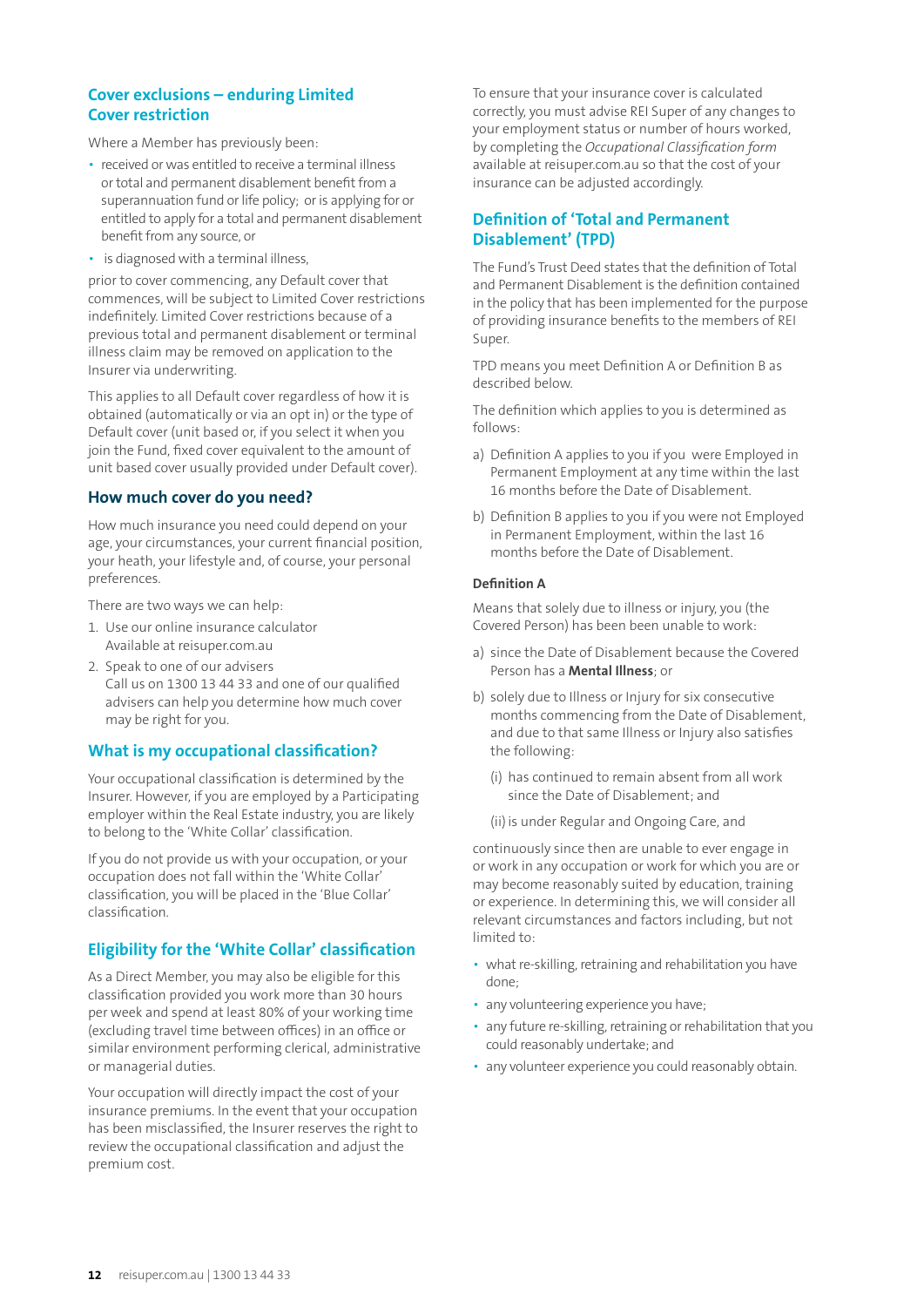## Cover exclusions – enduring Limited Cover restriction

Where a Member has previously been:

- received or was entitled to receive a terminal illness or total and permanent disablement benefit from a superannuation fund or life policy; or is applying for or entitled to apply for a total and permanent disablement benefit from any source, or
- is diagnosed with a terminal illness,

prior to cover commencing, any Default cover that commences, will be subject to Limited Cover restrictions indefinitely. Limited Cover restrictions because of a previous total and permanent disablement or terminal illness claim may be removed on application to the Insurer via underwriting.

This applies to all Default cover regardless of how it is obtained (automatically or via an opt in) or the type of Default cover (unit based or, if you select it when you join the Fund, fixed cover equivalent to the amount of unit based cover usually provided under Default cover).

## How much cover do you need?

How much insurance you need could depend on your age, your circumstances, your current financial position, your heath, your lifestyle and, of course, your personal preferences.

There are two ways we can help:

1. Use our online insurance calculator
   Available at reisuper.com.au
2. Speak to one of our advisers
   Call us on 1300 13 44 33 and one of our qualified advisers can help you determine how much cover may be right for you.

## What is my occupational classification?

Your occupational classification is determined by the Insurer. However, if you are employed by a Participating employer within the Real Estate industry, you are likely to belong to the 'White Collar' classification.

If you do not provide us with your occupation, or your occupation does not fall within the 'White Collar' classification, you will be placed in the 'Blue Collar' classification.

## Eligibility for the 'White Collar' classification

As a Direct Member, you may also be eligible for this classification provided you work more than 30 hours per week and spend at least 80% of your working time (excluding travel time between offices) in an office or similar environment performing clerical, administrative or managerial duties.

Your occupation will directly impact the cost of your insurance premiums. In the event that your occupation has been misclassified, the Insurer reserves the right to review the occupational classification and adjust the premium cost.

To ensure that your insurance cover is calculated correctly, you must advise REI Super of any changes to your employment status or number of hours worked, by completing the *Occupational Classification form* available at reisuper.com.au so that the cost of your insurance can be adjusted accordingly.

## Definition of 'Total and Permanent Disablement' (TPD)

The Fund's Trust Deed states that the definition of Total and Permanent Disablement is the definition contained in the policy that has been implemented for the purpose of providing insurance benefits to the members of REI Super.

TPD means you meet Definition A or Definition B as described below.

The definition which applies to you is determined as follows:

a) Definition A applies to you if you were Employed in Permanent Employment at any time within the last 16 months before the Date of Disablement.

b) Definition B applies to you if you were not Employed in Permanent Employment, within the last 16 months before the Date of Disablement.

#### Definition A

Means that solely due to illness or injury, you (the Covered Person) has been been unable to work:

a) since the Date of Disablement because the Covered Person has a **Mental Illness**; or

b) solely due to Illness or Injury for six consecutive months commencing from the Date of Disablement, and due to that same Illness or Injury also satisfies the following:

   (i) has continued to remain absent from all work since the Date of Disablement; and

   (ii) is under Regular and Ongoing Care, and

continuously since then are unable to ever engage in or work in any occupation or work for which you are or may become reasonably suited by education, training or experience. In determining this, we will consider all relevant circumstances and factors including, but not limited to:

- what re-skilling, retraining and rehabilitation you have done;
- any volunteering experience you have;
- any future re-skilling, retraining or rehabilitation that you could reasonably undertake; and
- any volunteer experience you could reasonably obtain.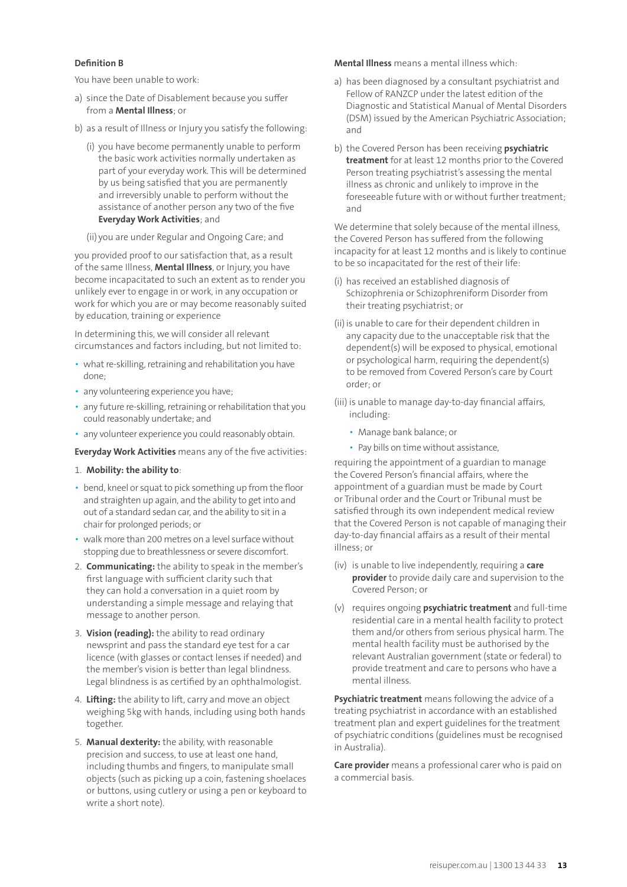**Definition B**

You have been unable to work:

a) since the Date of Disablement because you suffer from a **Mental Illness**; or

b) as a result of Illness or Injury you satisfy the following:

   (i) you have become permanently unable to perform the basic work activities normally undertaken as part of your everyday work. This will be determined by us being satisfied that you are permanently and irreversibly unable to perform without the assistance of another person any two of the five **Everyday Work Activities**; and

   (ii) you are under Regular and Ongoing Care; and

you provided proof to our satisfaction that, as a result of the same Illness, **Mental Illness**, or Injury, you have become incapacitated to such an extent as to render you unlikely ever to engage in or work, in any occupation or work for which you are or may become reasonably suited by education, training or experience

In determining this, we will consider all relevant circumstances and factors including, but not limited to:

- what re-skilling, retraining and rehabilitation you have done;
- any volunteering experience you have;
- any future re-skilling, retraining or rehabilitation that you could reasonably undertake; and
- any volunteer experience you could reasonably obtain.

**Everyday Work Activities** means any of the five activities:

1. **Mobility: the ability to**:

- bend, kneel or squat to pick something up from the floor and straighten up again, and the ability to get into and out of a standard sedan car, and the ability to sit in a chair for prolonged periods; or
- walk more than 200 metres on a level surface without stopping due to breathlessness or severe discomfort.

2. **Communicating:** the ability to speak in the member's first language with sufficient clarity such that they can hold a conversation in a quiet room by understanding a simple message and relaying that message to another person.
3. **Vision (reading):** the ability to read ordinary newsprint and pass the standard eye test for a car licence (with glasses or contact lenses if needed) and the member's vision is better than legal blindness. Legal blindness is as certified by an ophthalmologist.
4. **Lifting:** the ability to lift, carry and move an object weighing 5kg with hands, including using both hands together.
5. **Manual dexterity:** the ability, with reasonable precision and success, to use at least one hand, including thumbs and fingers, to manipulate small objects (such as picking up a coin, fastening shoelaces or buttons, using cutlery or using a pen or keyboard to write a short note).

**Mental Illness** means a mental illness which:

a) has been diagnosed by a consultant psychiatrist and Fellow of RANZCP under the latest edition of the Diagnostic and Statistical Manual of Mental Disorders (DSM) issued by the American Psychiatric Association; and

b) the Covered Person has been receiving **psychiatric treatment** for at least 12 months prior to the Covered Person treating psychiatrist's assessing the mental illness as chronic and unlikely to improve in the foreseeable future with or without further treatment; and

We determine that solely because of the mental illness, the Covered Person has suffered from the following incapacity for at least 12 months and is likely to continue to be so incapacitated for the rest of their life:

(i) has received an established diagnosis of Schizophrenia or Schizophreniform Disorder from their treating psychiatrist; or

(ii) is unable to care for their dependent children in any capacity due to the unacceptable risk that the dependent(s) will be exposed to physical, emotional or psychological harm, requiring the dependent(s) to be removed from Covered Person's care by Court order; or

(iii) is unable to manage day-to-day financial affairs, including:

- Manage bank balance; or
- Pay bills on time without assistance,

requiring the appointment of a guardian to manage the Covered Person's financial affairs, where the appointment of a guardian must be made by Court or Tribunal order and the Court or Tribunal must be satisfied through its own independent medical review that the Covered Person is not capable of managing their day-to-day financial affairs as a result of their mental illness; or

(iv) is unable to live independently, requiring a **care provider** to provide daily care and supervision to the Covered Person; or

(v) requires ongoing **psychiatric treatment** and full-time residential care in a mental health facility to protect them and/or others from serious physical harm. The mental health facility must be authorised by the relevant Australian government (state or federal) to provide treatment and care to persons who have a mental illness.

**Psychiatric treatment** means following the advice of a treating psychiatrist in accordance with an established treatment plan and expert guidelines for the treatment of psychiatric conditions (guidelines must be recognised in Australia).

**Care provider** means a professional carer who is paid on a commercial basis.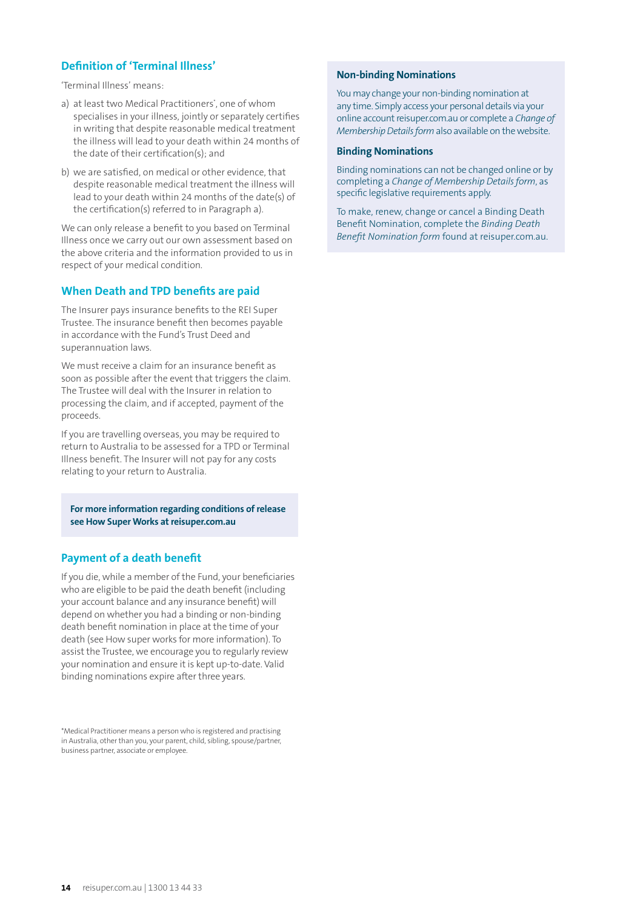## Definition of 'Terminal Illness'

'Terminal Illness' means:

a) at least two Medical Practitioners*, one of whom specialises in your illness, jointly or separately certifies in writing that despite reasonable medical treatment the illness will lead to your death within 24 months of the date of their certification(s); and

b) we are satisfied, on medical or other evidence, that despite reasonable medical treatment the illness will lead to your death within 24 months of the date(s) of the certification(s) referred to in Paragraph a).

We can only release a benefit to you based on Terminal Illness once we carry out our own assessment based on the above criteria and the information provided to us in respect of your medical condition.

## When Death and TPD benefits are paid

The Insurer pays insurance benefits to the REI Super Trustee. The insurance benefit then becomes payable in accordance with the Fund's Trust Deed and superannuation laws.

We must receive a claim for an insurance benefit as soon as possible after the event that triggers the claim. The Trustee will deal with the Insurer in relation to processing the claim, and if accepted, payment of the proceeds.

If you are travelling overseas, you may be required to return to Australia to be assessed for a TPD or Terminal Illness benefit. The Insurer will not pay for any costs relating to your return to Australia.

**For more information regarding conditions of release see How Super Works at reisuper.com.au**

## Payment of a death benefit

If you die, while a member of the Fund, your beneficiaries who are eligible to be paid the death benefit (including your account balance and any insurance benefit) will depend on whether you had a binding or non-binding death benefit nomination in place at the time of your death (see How super works for more information). To assist the Trustee, we encourage you to regularly review your nomination and ensure it is kept up-to-date. Valid binding nominations expire after three years.

*Medical Practitioner means a person who is registered and practising in Australia, other than you, your parent, child, sibling, spouse/partner, business partner, associate or employee.

### Non-binding Nominations

You may change your non-binding nomination at any time. Simply access your personal details via your online account reisuper.com.au or complete a *Change of Membership Details form* also available on the website.

### Binding Nominations

Binding nominations can not be changed online or by completing a *Change of Membership Details form*, as specific legislative requirements apply.

To make, renew, change or cancel a Binding Death Benefit Nomination, complete the *Binding Death Benefit Nomination form* found at reisuper.com.au.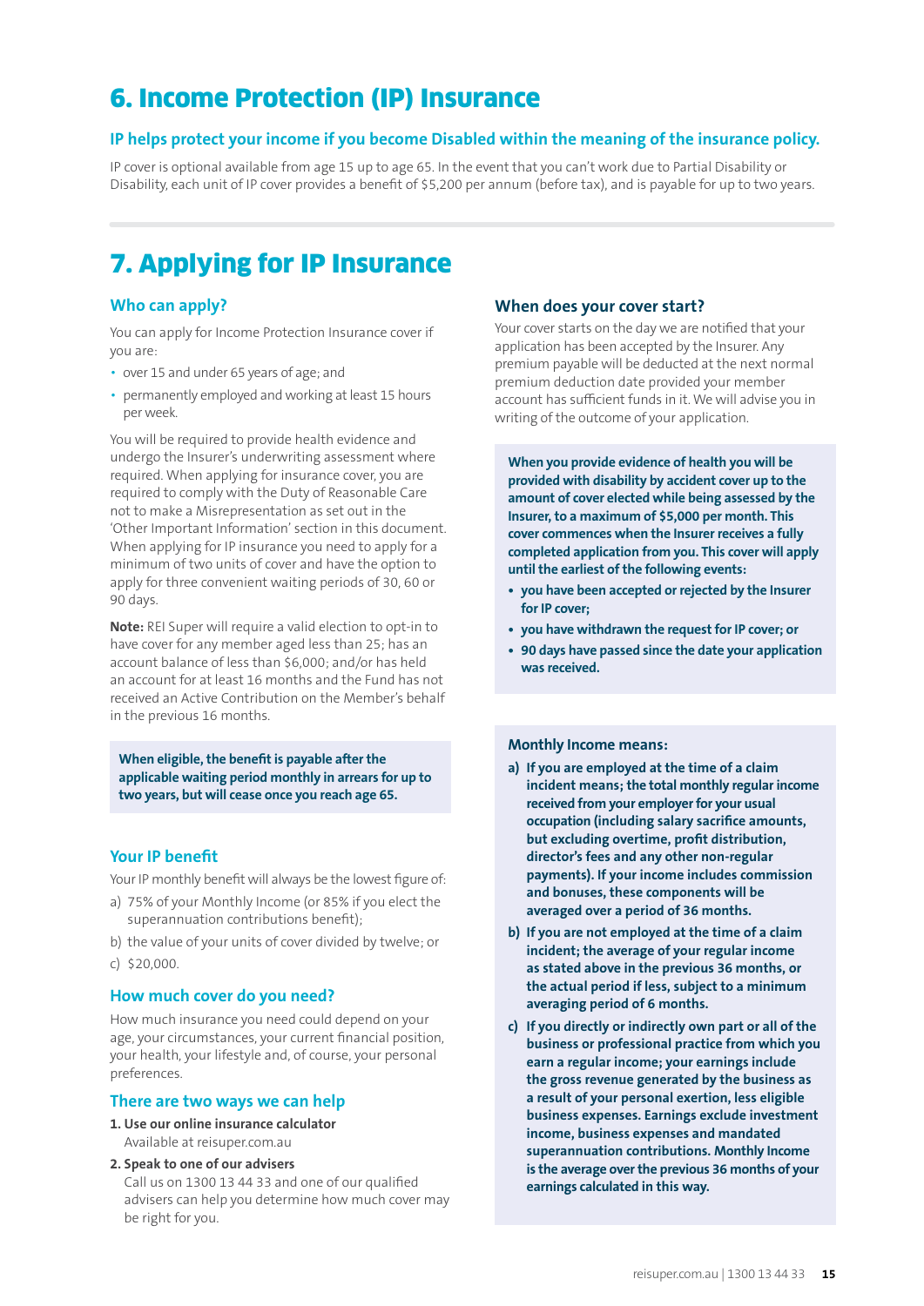# 6. Income Protection (IP) Insurance

### IP helps protect your income if you become Disabled within the meaning of the insurance policy.

IP cover is optional available from age 15 up to age 65. In the event that you can't work due to Partial Disability or Disability, each unit of IP cover provides a benefit of $5,200 per annum (before tax), and is payable for up to two years.

# 7. Applying for IP Insurance

## Who can apply?

You can apply for Income Protection Insurance cover if you are:

- over 15 and under 65 years of age; and
- permanently employed and working at least 15 hours per week.

You will be required to provide health evidence and undergo the Insurer's underwriting assessment where required. When applying for insurance cover, you are required to comply with the Duty of Reasonable Care not to make a Misrepresentation as set out in the 'Other Important Information' section in this document. When applying for IP insurance you need to apply for a minimum of two units of cover and have the option to apply for three convenient waiting periods of 30, 60 or 90 days.

**Note:** REI Super will require a valid election to opt-in to have cover for any member aged less than 25; has an account balance of less than $6,000; and/or has held an account for at least 16 months and the Fund has not received an Active Contribution on the Member's behalf in the previous 16 months.

**When eligible, the benefit is payable after the applicable waiting period monthly in arrears for up to two years, but will cease once you reach age 65.**

## Your IP benefit

Your IP monthly benefit will always be the lowest figure of:

a) 75% of your Monthly Income (or 85% if you elect the superannuation contributions benefit);

b) the value of your units of cover divided by twelve; or

c) $20,000.

## How much cover do you need?

How much insurance you need could depend on your age, your circumstances, your current financial position, your health, your lifestyle and, of course, your personal preferences.

## There are two ways we can help

**1. Use our online insurance calculator**
Available at reisuper.com.au

**2. Speak to one of our advisers**
Call us on 1300 13 44 33 and one of our qualified advisers can help you determine how much cover may be right for you.

## When does your cover start?

Your cover starts on the day we are notified that your application has been accepted by the Insurer. Any premium payable will be deducted at the next normal premium deduction date provided your member account has sufficient funds in it. We will advise you in writing of the outcome of your application.

**When you provide evidence of health you will be provided with disability by accident cover up to the amount of cover elected while being assessed by the Insurer, to a maximum of $5,000 per month. This cover commences when the Insurer receives a fully completed application from you. This cover will apply until the earliest of the following events:**

- **you have been accepted or rejected by the Insurer for IP cover;**
- **you have withdrawn the request for IP cover; or**
- **90 days have passed since the date your application was received.**

**Monthly Income means:**

**a) If you are employed at the time of a claim incident; the total monthly regular income received from your employer for your usual occupation (including salary sacrifice amounts, but excluding overtime, profit distribution, director's fees and any other non-regular payments). If your income includes commission and bonuses, these components will be averaged over a period of 36 months.**

**b) If you are not employed at the time of a claim incident; the average of your regular income as stated above in the previous 36 months, or the actual period if less, subject to a minimum averaging period of 6 months.**

**c) If you directly or indirectly own part or all of the business or professional practice from which you earn a regular income; your earnings include the gross revenue generated by the business as a result of your personal exertion, less eligible business expenses. Earnings exclude investment income, business expenses and mandated superannuation contributions. Monthly Income is the average over the previous 36 months of your earnings calculated in this way.**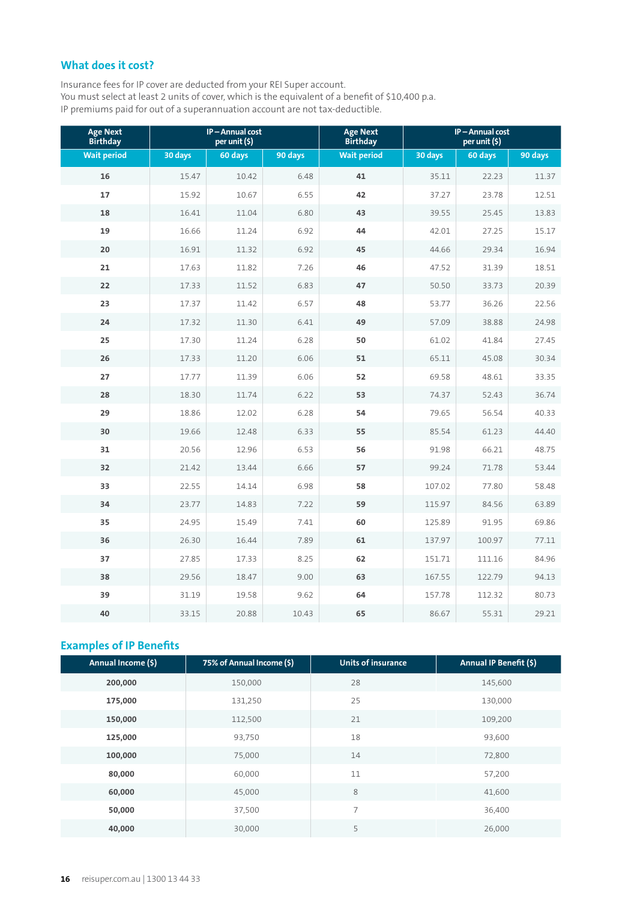## What does it cost?

Insurance fees for IP cover are deducted from your REI Super account.
You must select at least 2 units of cover, which is the equivalent of a benefit of $10,400 p.a.
IP premiums paid for out of a superannuation account are not tax-deductible.

| Age Next Birthday | IP – Annual cost per unit ($) | | | Age Next Birthday | IP – Annual cost per unit ($) | | |
|---|---|---|---|---|---|---|---|
| Wait period | 30 days | 60 days | 90 days | Wait period | 30 days | 60 days | 90 days |
| **16** | 15.47 | 10.42 | 6.48 | **41** | 35.11 | 22.23 | 11.37 |
| **17** | 15.92 | 10.67 | 6.55 | **42** | 37.27 | 23.78 | 12.51 |
| **18** | 16.41 | 11.04 | 6.80 | **43** | 39.55 | 25.45 | 13.83 |
| **19** | 16.66 | 11.24 | 6.92 | **44** | 42.01 | 27.25 | 15.17 |
| **20** | 16.91 | 11.32 | 6.92 | **45** | 44.66 | 29.34 | 16.94 |
| **21** | 17.63 | 11.82 | 7.26 | **46** | 47.52 | 31.39 | 18.51 |
| **22** | 17.33 | 11.52 | 6.83 | **47** | 50.50 | 33.73 | 20.39 |
| **23** | 17.37 | 11.42 | 6.57 | **48** | 53.77 | 36.26 | 22.56 |
| **24** | 17.32 | 11.30 | 6.41 | **49** | 57.09 | 38.88 | 24.98 |
| **25** | 17.30 | 11.24 | 6.28 | **50** | 61.02 | 41.84 | 27.45 |
| **26** | 17.33 | 11.20 | 6.06 | **51** | 65.11 | 45.08 | 30.34 |
| **27** | 17.77 | 11.39 | 6.06 | **52** | 69.58 | 48.61 | 33.35 |
| **28** | 18.30 | 11.74 | 6.22 | **53** | 74.37 | 52.43 | 36.74 |
| **29** | 18.86 | 12.02 | 6.28 | **54** | 79.65 | 56.54 | 40.33 |
| **30** | 19.66 | 12.48 | 6.33 | **55** | 85.54 | 61.23 | 44.40 |
| **31** | 20.56 | 12.96 | 6.53 | **56** | 91.98 | 66.21 | 48.75 |
| **32** | 21.42 | 13.44 | 6.66 | **57** | 99.24 | 71.78 | 53.44 |
| **33** | 22.55 | 14.14 | 6.98 | **58** | 107.02 | 77.80 | 58.48 |
| **34** | 23.77 | 14.83 | 7.22 | **59** | 115.97 | 84.56 | 63.89 |
| **35** | 24.95 | 15.49 | 7.41 | **60** | 125.89 | 91.95 | 69.86 |
| **36** | 26.30 | 16.44 | 7.89 | **61** | 137.97 | 100.97 | 77.11 |
| **37** | 27.85 | 17.33 | 8.25 | **62** | 151.71 | 111.16 | 84.96 |
| **38** | 29.56 | 18.47 | 9.00 | **63** | 167.55 | 122.79 | 94.13 |
| **39** | 31.19 | 19.58 | 9.62 | **64** | 157.78 | 112.32 | 80.73 |
| **40** | 33.15 | 20.88 | 10.43 | **65** | 86.67 | 55.31 | 29.21 |

## Examples of IP Benefits

| Annual Income ($) | 75% of Annual Income ($) | Units of insurance | Annual IP Benefit ($) |
|---|---|---|---|
| **200,000** | 150,000 | 28 | 145,600 |
| **175,000** | 131,250 | 25 | 130,000 |
| **150,000** | 112,500 | 21 | 109,200 |
| **125,000** | 93,750 | 18 | 93,600 |
| **100,000** | 75,000 | 14 | 72,800 |
| **80,000** | 60,000 | 11 | 57,200 |
| **60,000** | 45,000 | 8 | 41,600 |
| **50,000** | 37,500 | 7 | 36,400 |
| **40,000** | 30,000 | 5 | 26,000 |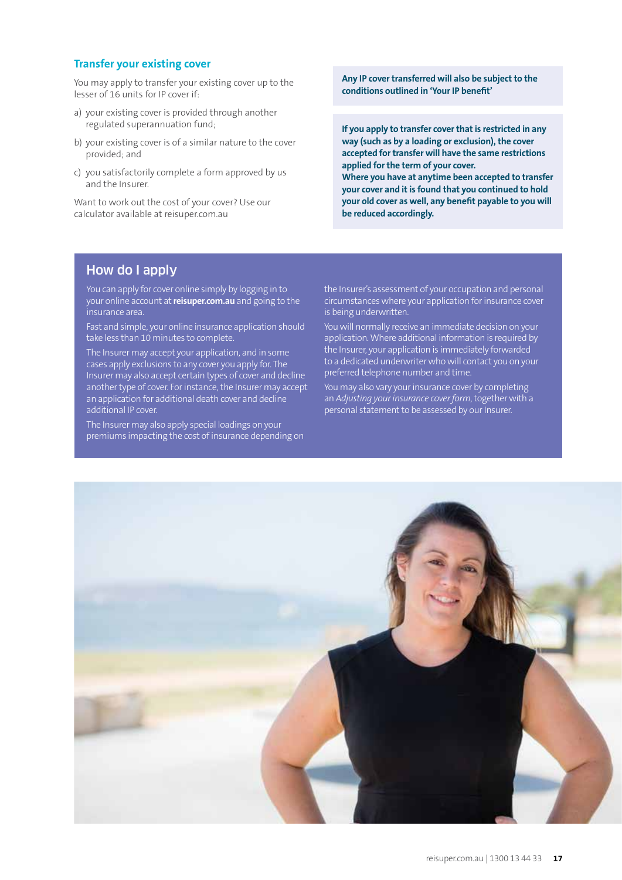## Transfer your existing cover

You may apply to transfer your existing cover up to the lesser of 16 units for IP cover if:

a) your existing cover is provided through another regulated superannuation fund;

b) your existing cover is of a similar nature to the cover provided; and

c) you satisfactorily complete a form approved by us and the Insurer.

Want to work out the cost of your cover? Use our calculator available at reisuper.com.au

**Any IP cover transferred will also be subject to the conditions outlined in 'Your IP benefit'**

**If you apply to transfer cover that is restricted in any way (such as by a loading or exclusion), the cover accepted for transfer will have the same restrictions applied for the term of your cover.**
**Where you have at anytime been accepted to transfer your cover and it is found that you continued to hold your old cover as well, any benefit payable to you will be reduced accordingly.**

## How do I apply

You can apply for cover online simply by logging in to your online account at **reisuper.com.au** and going to the insurance area.

Fast and simple, your online insurance application should take less than 10 minutes to complete.

The Insurer may accept your application, and in some cases apply exclusions to any cover you apply for. The Insurer may also accept certain types of cover and decline another type of cover. For instance, the Insurer may accept an application for additional death cover and decline additional IP cover.

The Insurer may also apply special loadings on your premiums impacting the cost of insurance depending on the Insurer's assessment of your occupation and personal circumstances where your application for insurance cover is being underwritten.

You will normally receive an immediate decision on your application. Where additional information is required by the Insurer, your application is immediately forwarded to a dedicated underwriter who will contact you on your preferred telephone number and time.

You may also vary your insurance cover by completing an *Adjusting your insurance cover form*, together with a personal statement to be assessed by our Insurer.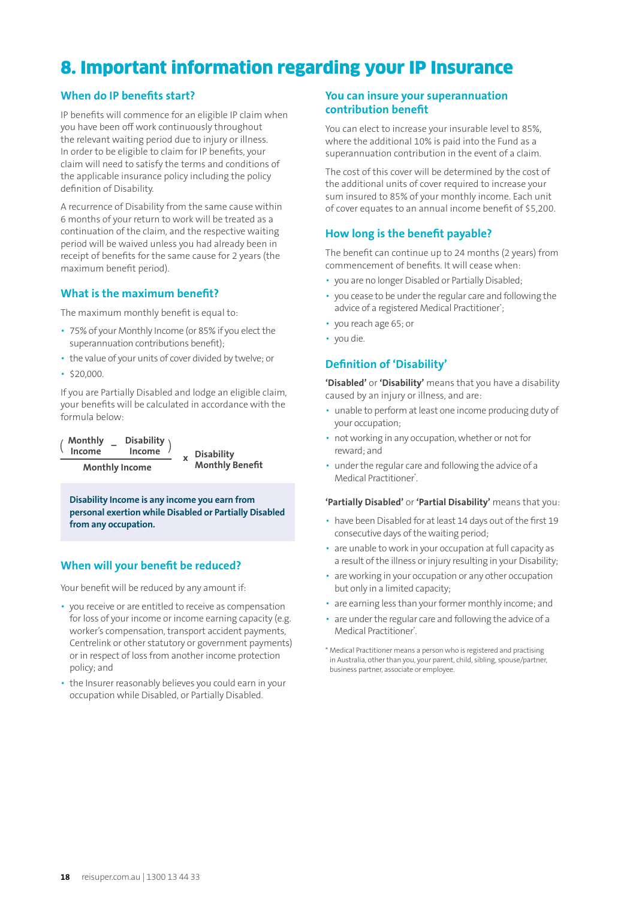# 8. Important information regarding your IP Insurance

## When do IP benefits start?

IP benefits will commence for an eligible IP claim when you have been off work continuously throughout the relevant waiting period due to injury or illness. In order to be eligible to claim for IP benefits, your claim will need to satisfy the terms and conditions of the applicable insurance policy including the policy definition of Disability.

A recurrence of Disability from the same cause within 6 months of your return to work will be treated as a continuation of the claim, and the respective waiting period will be waived unless you had already been in receipt of benefits for the same cause for 2 years (the maximum benefit period).

## What is the maximum benefit?

The maximum monthly benefit is equal to:

- 75% of your Monthly Income (or 85% if you elect the superannuation contributions benefit);
- the value of your units of cover divided by twelve; or
- $20,000.

If you are Partially Disabled and lodge an eligible claim, your benefits will be calculated in accordance with the formula below:

$$\frac{(\text{Monthly Income} - \text{Disability Income})}{\text{Monthly Income}} \times \text{Disability Monthly Benefit}$$

**Disability Income is any income you earn from personal exertion while Disabled or Partially Disabled from any occupation.**

## When will your benefit be reduced?

Your benefit will be reduced by any amount if:

- you receive or are entitled to receive as compensation for loss of your income or income earning capacity (e.g. worker's compensation, transport accident payments, Centrelink or other statutory or government payments) or in respect of loss from another income protection policy; and
- the Insurer reasonably believes you could earn in your occupation while Disabled, or Partially Disabled.

## You can insure your superannuation contribution benefit

You can elect to increase your insurable level to 85%, where the additional 10% is paid into the Fund as a superannuation contribution in the event of a claim.

The cost of this cover will be determined by the cost of the additional units of cover required to increase your sum insured to 85% of your monthly income. Each unit of cover equates to an annual income benefit of $5,200.

## How long is the benefit payable?

The benefit can continue up to 24 months (2 years) from commencement of benefits. It will cease when:

- you are no longer Disabled or Partially Disabled;
- you cease to be under the regular care and following the advice of a registered Medical Practitioner*;
- you reach age 65; or
- you die.

## Definition of 'Disability'

**'Disabled'** or **'Disability'** means that you have a disability caused by an injury or illness, and are:

- unable to perform at least one income producing duty of your occupation;
- not working in any occupation, whether or not for reward; and
- under the regular care and following the advice of a Medical Practitioner*.

**'Partially Disabled'** or **'Partial Disability'** means that you:

- have been Disabled for at least 14 days out of the first 19 consecutive days of the waiting period;
- are unable to work in your occupation at full capacity as a result of the illness or injury resulting in your Disability;
- are working in your occupation or any other occupation but only in a limited capacity;
- are earning less than your former monthly income; and
- are under the regular care and following the advice of a Medical Practitioner*.

\* Medical Practitioner means a person who is registered and practising in Australia, other than you, your parent, child, sibling, spouse/partner, business partner, associate or employee.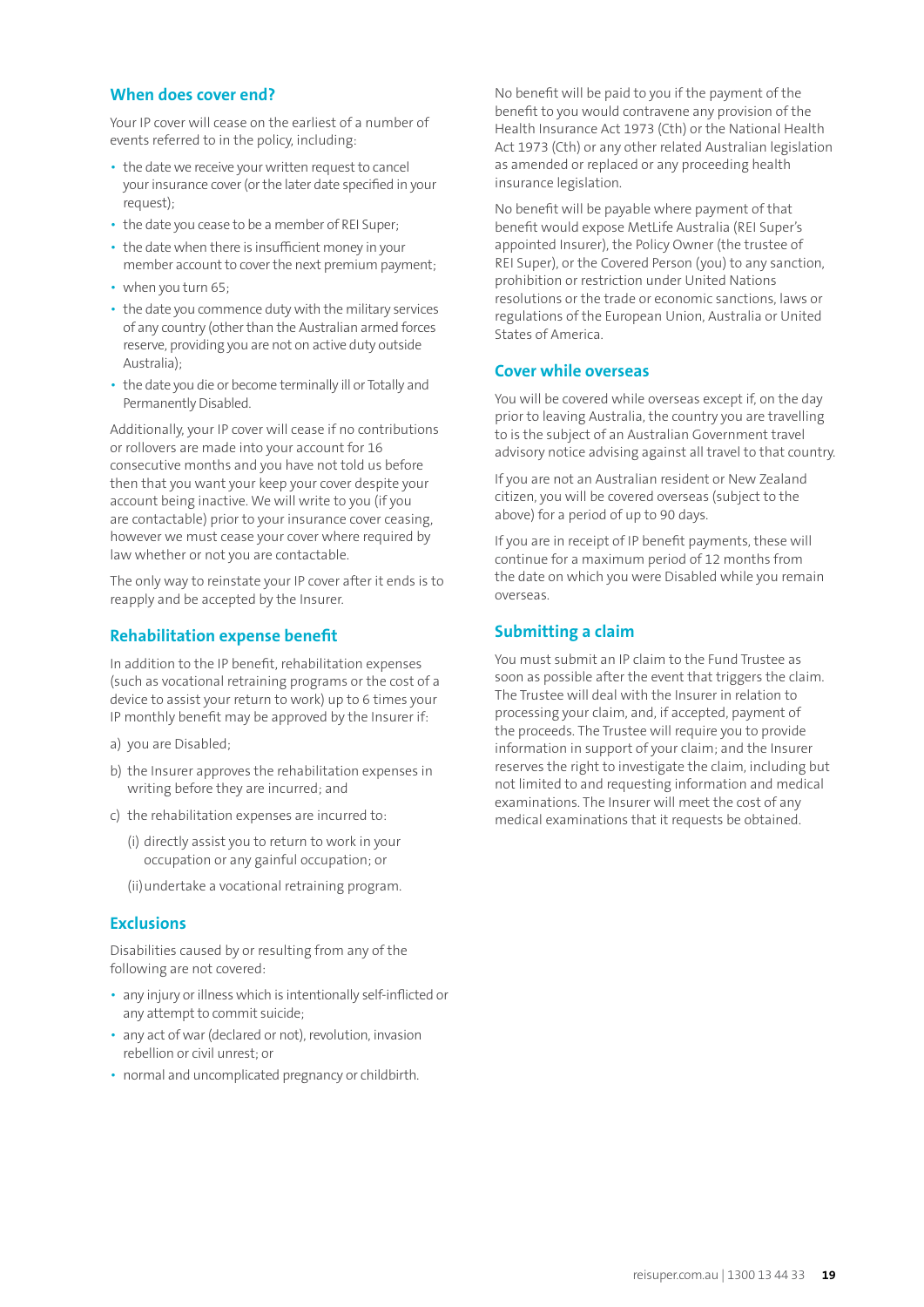## When does cover end?

Your IP cover will cease on the earliest of a number of events referred to in the policy, including:

- the date we receive your written request to cancel your insurance cover (or the later date specified in your request);
- the date you cease to be a member of REI Super;
- the date when there is insufficient money in your member account to cover the next premium payment;
- when you turn 65;
- the date you commence duty with the military services of any country (other than the Australian armed forces reserve, providing you are not on active duty outside Australia);
- the date you die or become terminally ill or Totally and Permanently Disabled.

Additionally, your IP cover will cease if no contributions or rollovers are made into your account for 16 consecutive months and you have not told us before then that you want your keep your cover despite your account being inactive. We will write to you (if you are contactable) prior to your insurance cover ceasing, however we must cease your cover where required by law whether or not you are contactable.

The only way to reinstate your IP cover after it ends is to reapply and be accepted by the Insurer.

## Rehabilitation expense benefit

In addition to the IP benefit, rehabilitation expenses (such as vocational retraining programs or the cost of a device to assist your return to work) up to 6 times your IP monthly benefit may be approved by the Insurer if:

a) you are Disabled;

b) the Insurer approves the rehabilitation expenses in writing before they are incurred; and

c) the rehabilitation expenses are incurred to:

(i) directly assist you to return to work in your occupation or any gainful occupation; or

(ii) undertake a vocational retraining program.

## Exclusions

Disabilities caused by or resulting from any of the following are not covered:

- any injury or illness which is intentionally self-inflicted or any attempt to commit suicide;
- any act of war (declared or not), revolution, invasion rebellion or civil unrest; or
- normal and uncomplicated pregnancy or childbirth.

No benefit will be paid to you if the payment of the benefit to you would contravene any provision of the Health Insurance Act 1973 (Cth) or the National Health Act 1973 (Cth) or any other related Australian legislation as amended or replaced or any proceeding health insurance legislation.

No benefit will be payable where payment of that benefit would expose MetLife Australia (REI Super's appointed Insurer), the Policy Owner (the trustee of REI Super), or the Covered Person (you) to any sanction, prohibition or restriction under United Nations resolutions or the trade or economic sanctions, laws or regulations of the European Union, Australia or United States of America.

## Cover while overseas

You will be covered while overseas except if, on the day prior to leaving Australia, the country you are travelling to is the subject of an Australian Government travel advisory notice advising against all travel to that country.

If you are not an Australian resident or New Zealand citizen, you will be covered overseas (subject to the above) for a period of up to 90 days.

If you are in receipt of IP benefit payments, these will continue for a maximum period of 12 months from the date on which you were Disabled while you remain overseas.

## Submitting a claim

You must submit an IP claim to the Fund Trustee as soon as possible after the event that triggers the claim. The Trustee will deal with the Insurer in relation to processing your claim, and, if accepted, payment of the proceeds. The Trustee will require you to provide information in support of your claim; and the Insurer reserves the right to investigate the claim, including but not limited to and requesting information and medical examinations. The Insurer will meet the cost of any medical examinations that it requests be obtained.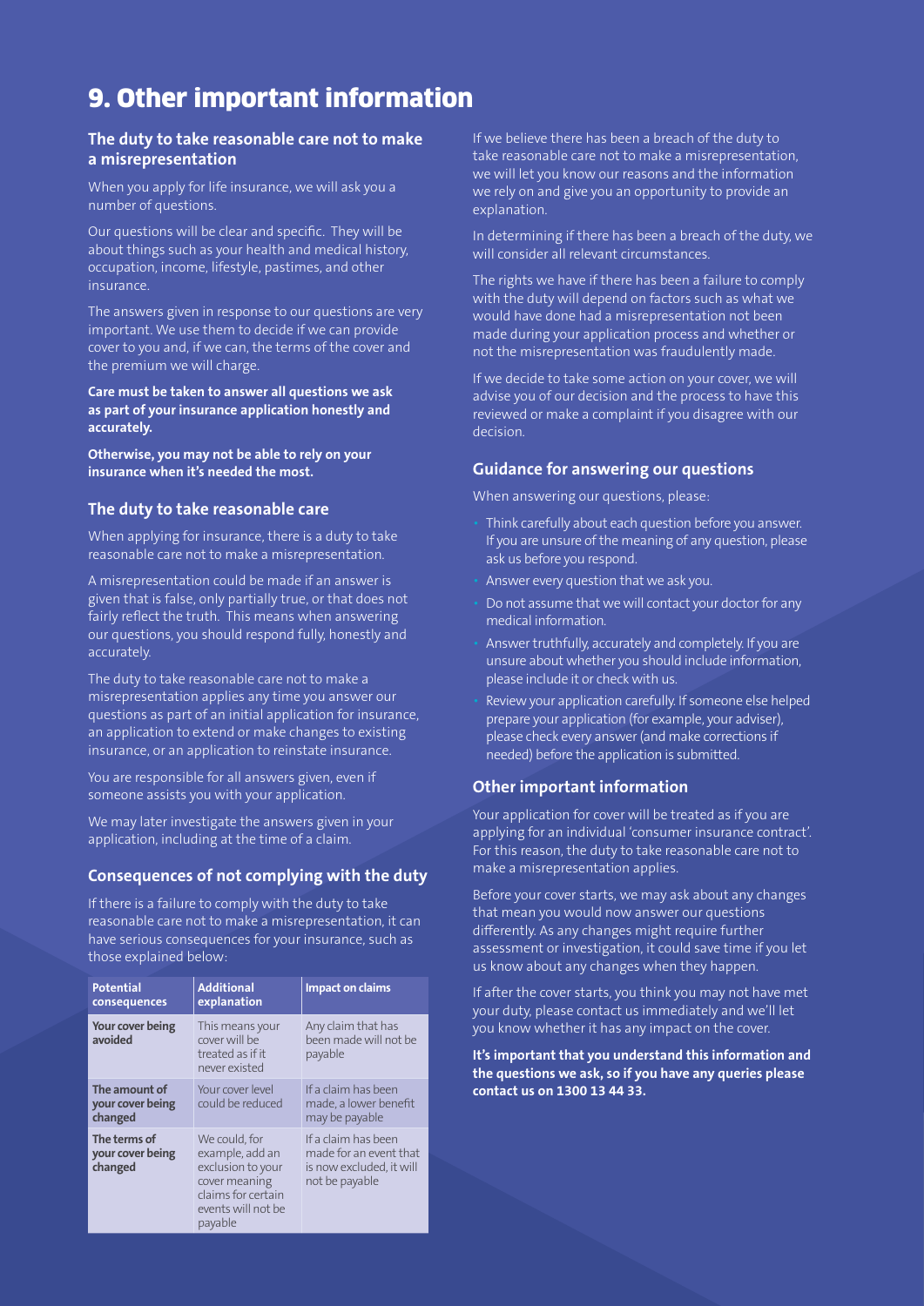# 9. Other important information

## The duty to take reasonable care not to make a misrepresentation

When you apply for life insurance, we will ask you a number of questions.

Our questions will be clear and specific. They will be about things such as your health and medical history, occupation, income, lifestyle, pastimes, and other insurance.

The answers given in response to our questions are very important. We use them to decide if we can provide cover to you and, if we can, the terms of the cover and the premium we will charge.

**Care must be taken to answer all questions we ask as part of your insurance application honestly and accurately.**

**Otherwise, you may not be able to rely on your insurance when it's needed the most.**

## The duty to take reasonable care

When applying for insurance, there is a duty to take reasonable care not to make a misrepresentation.

A misrepresentation could be made if an answer is given that is false, only partially true, or that does not fairly reflect the truth. This means when answering our questions, you should respond fully, honestly and accurately.

The duty to take reasonable care not to make a misrepresentation applies any time you answer our questions as part of an initial application for insurance, an application to extend or make changes to existing insurance, or an application to reinstate insurance.

You are responsible for all answers given, even if someone assists you with your application.

We may later investigate the answers given in your application, including at the time of a claim.

## Consequences of not complying with the duty

If there is a failure to comply with the duty to take reasonable care not to make a misrepresentation, it can have serious consequences for your insurance, such as those explained below:

| Potential consequences | Additional explanation | Impact on claims |
|---|---|---|
| **Your cover being avoided** | This means your cover will be treated as if it never existed | Any claim that has been made will not be payable |
| **The amount of your cover being changed** | Your cover level could be reduced | If a claim has been made, a lower benefit may be payable |
| **The terms of your cover being changed** | We could, for example, add an exclusion to your cover meaning claims for certain events will not be payable | If a claim has been made for an event that is now excluded, it will not be payable |

If we believe there has been a breach of the duty to take reasonable care not to make a misrepresentation, we will let you know our reasons and the information we rely on and give you an opportunity to provide an explanation.

In determining if there has been a breach of the duty, we will consider all relevant circumstances.

The rights we have if there has been a failure to comply with the duty will depend on factors such as what we would have done had a misrepresentation not been made during your application process and whether or not the misrepresentation was fraudulently made.

If we decide to take some action on your cover, we will advise you of our decision and the process to have this reviewed or make a complaint if you disagree with our decision.

## Guidance for answering our questions

When answering our questions, please:

- Think carefully about each question before you answer. If you are unsure of the meaning of any question, please ask us before you respond.
- Answer every question that we ask you.
- Do not assume that we will contact your doctor for any medical information.
- Answer truthfully, accurately and completely. If you are unsure about whether you should include information, please include it or check with us.
- Review your application carefully. If someone else helped prepare your application (for example, your adviser), please check every answer (and make corrections if needed) before the application is submitted.

## Other important information

Your application for cover will be treated as if you are applying for an individual 'consumer insurance contract'. For this reason, the duty to take reasonable care not to make a misrepresentation applies.

Before your cover starts, we may ask about any changes that mean you would now answer our questions differently. As any changes might require further assessment or investigation, it could save time if you let us know about any changes when they happen.

If after the cover starts, you think you may not have met your duty, please contact us immediately and we'll let you know whether it has any impact on the cover.

**It's important that you understand this information and the questions we ask, so if you have any queries please contact us on 1300 13 44 33.**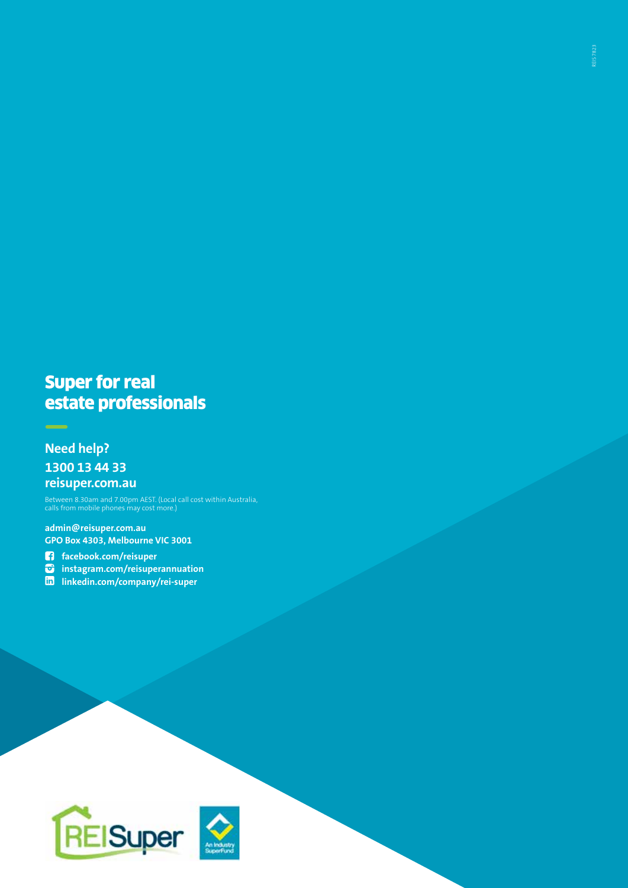# Super for real estate professionals

## Need help?

**1300 13 44 33**

**reisuper.com.au**

Between 8.30am and 7.00pm AEST. (Local call cost within Australia, calls from mobile phones may cost more.)

**admin@reisuper.com.au**
**GPO Box 4303, Melbourne VIC 3001**

**facebook.com/reisuper**
**instagram.com/reisuperannuation**
**linkedin.com/company/rei-super**

REISuper

An Industry SuperFund

REIS 7823